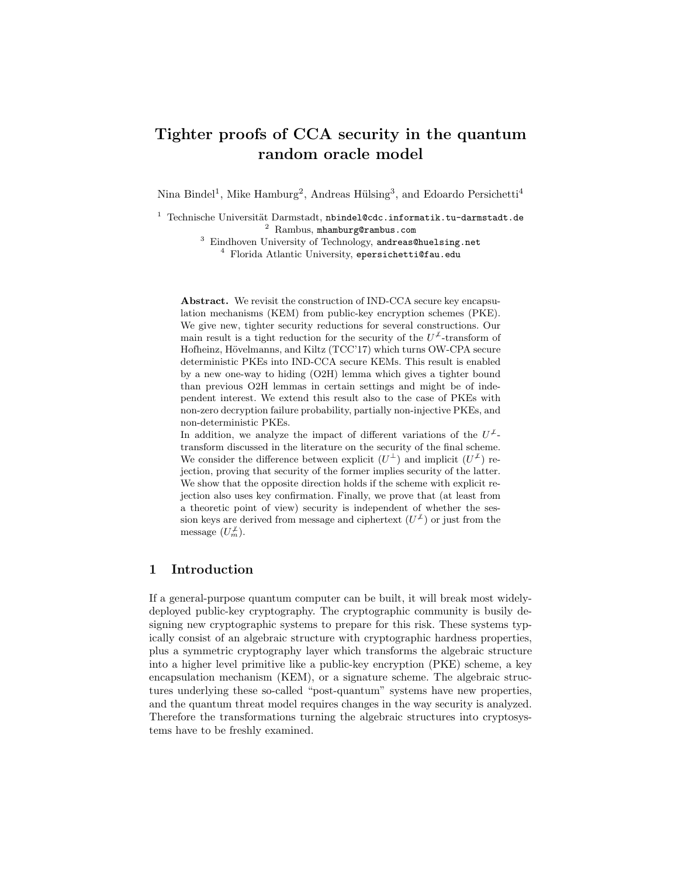# Tighter proofs of CCA security in the quantum random oracle model

Nina Bindel[1], Mike Hamburg[2], Andreas Hülsing[3], and Edoardo Persichetti[4]

[1] Technische Universität Darmstadt, `nbindel@cdc.informatik.tu-darmstadt.de`
[2] Rambus, `mhamburg@rambus.com`
[3] Eindhoven University of Technology, `andreas@huelsing.net`
[4] Florida Atlantic University, `epersichetti@fau.edu`

**Abstract.** We revisit the construction of IND-CCA secure key encapsulation mechanisms (KEM) from public-key encryption schemes (PKE). We give new, tighter security reductions for several constructions. Our main result is a tight reduction for the security of the $U^{\not\perp}$-transform of Hofheinz, Hövelmanns, and Kiltz (TCC'17) which turns OW-CPA secure deterministic PKEs into IND-CCA secure KEMs. This result is enabled by a new one-way to hiding (O2H) lemma which gives a tighter bound than previous O2H lemmas in certain settings and might be of independent interest. We extend this result also to the case of PKEs with non-zero decryption failure probability, partially non-injective PKEs, and non-deterministic PKEs.

In addition, we analyze the impact of different variations of the $U^{\not\perp}$-transform discussed in the literature on the security of the final scheme. We consider the difference between explicit ($U^{\perp}$) and implicit ($U^{\not\perp}$) rejection, proving that security of the former implies security of the latter. We show that the opposite direction holds if the scheme with explicit rejection also uses key confirmation. Finally, we prove that (at least from a theoretic point of view) security is independent of whether the session keys are derived from message and ciphertext ($U^{\not\perp}$) or just from the message ($U^{\not\perp}_m$).

## 1 Introduction

If a general-purpose quantum computer can be built, it will break most widely-deployed public-key cryptography. The cryptographic community is busily designing new cryptographic systems to prepare for this risk. These systems typically consist of an algebraic structure with cryptographic hardness properties, plus a symmetric cryptography layer which transforms the algebraic structure into a higher level primitive like a public-key encryption (PKE) scheme, a key encapsulation mechanism (KEM), or a signature scheme. The algebraic structures underlying these so-called "post-quantum" systems have new properties, and the quantum threat model requires changes in the way security is analyzed. Therefore the transformations turning the algebraic structures into cryptosystems have to be freshly examined.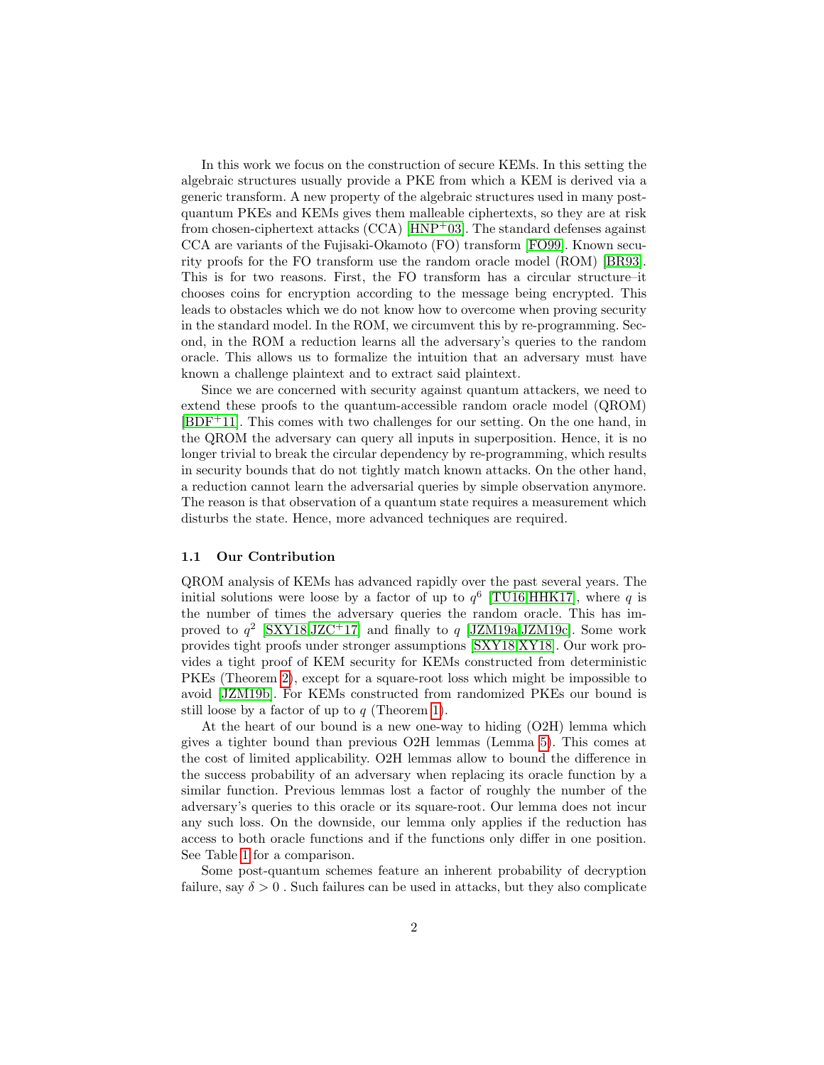In this work we focus on the construction of secure KEMs. In this setting the algebraic structures usually provide a PKE from which a KEM is derived via a generic transform. A new property of the algebraic structures used in many post-quantum PKEs and KEMs gives them malleable ciphertexts, so they are at risk from chosen-ciphertext attacks (CCA) [HNP+03]. The standard defenses against CCA are variants of the Fujisaki-Okamoto (FO) transform [FO99]. Known security proofs for the FO transform use the random oracle model (ROM) [BR93]. This is for two reasons. First, the FO transform has a circular structure–it chooses coins for encryption according to the message being encrypted. This leads to obstacles which we do not know how to overcome when proving security in the standard model. In the ROM, we circumvent this by re-programming. Second, in the ROM a reduction learns all the adversary's queries to the random oracle. This allows us to formalize the intuition that an adversary must have known a challenge plaintext and to extract said plaintext.

Since we are concerned with security against quantum attackers, we need to extend these proofs to the quantum-accessible random oracle model (QROM) [BDF+11]. This comes with two challenges for our setting. On the one hand, in the QROM the adversary can query all inputs in superposition. Hence, it is no longer trivial to break the circular dependency by re-programming, which results in security bounds that do not tightly match known attacks. On the other hand, a reduction cannot learn the adversarial queries by simple observation anymore. The reason is that observation of a quantum state requires a measurement which disturbs the state. Hence, more advanced techniques are required.

### 1.1 Our Contribution

QROM analysis of KEMs has advanced rapidly over the past several years. The initial solutions were loose by a factor of up to $q^6$ [TU16,HHK17], where $q$ is the number of times the adversary queries the random oracle. This has improved to $q^2$ [SXY18,JZC+17] and finally to $q$ [JZM19a,JZM19c]. Some work provides tight proofs under stronger assumptions [SXY18,XY18]. Our work provides a tight proof of KEM security for KEMs constructed from deterministic PKEs (Theorem 2), except for a square-root loss which might be impossible to avoid [JZM19b]. For KEMs constructed from randomized PKEs our bound is still loose by a factor of up to $q$ (Theorem 1).

At the heart of our bound is a new one-way to hiding (O2H) lemma which gives a tighter bound than previous O2H lemmas (Lemma 5). This comes at the cost of limited applicability. O2H lemmas allow to bound the difference in the success probability of an adversary when replacing its oracle function by a similar function. Previous lemmas lost a factor of roughly the number of the adversary's queries to this oracle or its square-root. Our lemma does not incur any such loss. On the downside, our lemma only applies if the reduction has access to both oracle functions and if the functions only differ in one position. See Table 1 for a comparison.

Some post-quantum schemes feature an inherent probability of decryption failure, say $\delta > 0$ . Such failures can be used in attacks, but they also complicate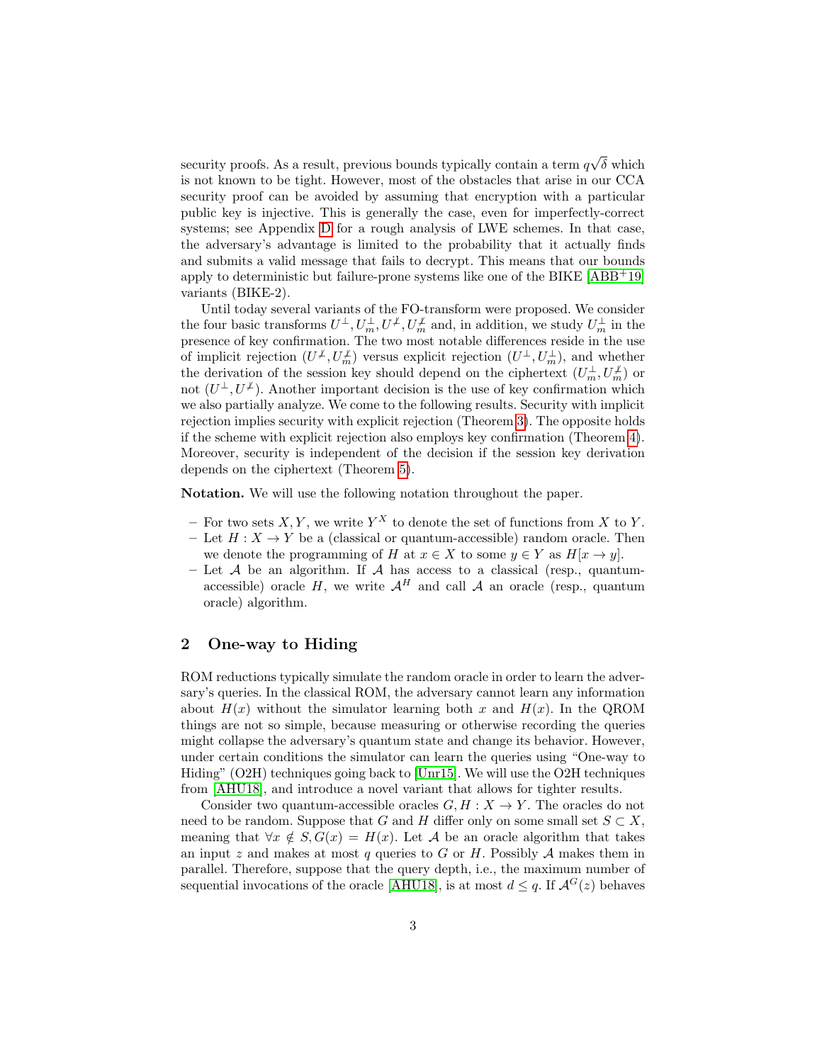security proofs. As a result, previous bounds typically contain a term $q\sqrt{\delta}$ which is not known to be tight. However, most of the obstacles that arise in our CCA security proof can be avoided by assuming that encryption with a particular public key is injective. This is generally the case, even for imperfectly-correct systems; see Appendix D for a rough analysis of LWE schemes. In that case, the adversary's advantage is limited to the probability that it actually finds and submits a valid message that fails to decrypt. This means that our bounds apply to deterministic but failure-prone systems like one of the BIKE [ABB+19] variants (BIKE-2).

Until today several variants of the FO-transform were proposed. We consider the four basic transforms $U^{\perp}, U_m^{\perp}, U^{\not\perp}, U_m^{\not\perp}$ and, in addition, we study $U_m^{\perp}$ in the presence of key confirmation. The two most notable differences reside in the use of implicit rejection ($U^{\not\perp}, U_m^{\not\perp}$) versus explicit rejection ($U^{\perp}, U_m^{\perp}$), and whether the derivation of the session key should depend on the ciphertext ($U_m^{\perp}, U_m^{\not\perp}$) or not ($U^{\perp}, U^{\not\perp}$). Another important decision is the use of key confirmation which we also partially analyze. We come to the following results. Security with implicit rejection implies security with explicit rejection (Theorem 3). The opposite holds if the scheme with explicit rejection also employs key confirmation (Theorem 4). Moreover, security is independent of the decision if the session key derivation depends on the ciphertext (Theorem 5).

**Notation.** We will use the following notation throughout the paper.

- For two sets $X, Y$, we write $Y^X$ to denote the set of functions from $X$ to $Y$.
- Let $H : X \to Y$ be a (classical or quantum-accessible) random oracle. Then we denote the programming of $H$ at $x \in X$ to some $y \in Y$ as $H[x \to y]$.
- Let $\mathcal{A}$ be an algorithm. If $\mathcal{A}$ has access to a classical (resp., quantum-accessible) oracle $H$, we write $\mathcal{A}^H$ and call $\mathcal{A}$ an oracle (resp., quantum oracle) algorithm.

## 2 One-way to Hiding

ROM reductions typically simulate the random oracle in order to learn the adversary's queries. In the classical ROM, the adversary cannot learn any information about $H(x)$ without the simulator learning both $x$ and $H(x)$. In the QROM things are not so simple, because measuring or otherwise recording the queries might collapse the adversary's quantum state and change its behavior. However, under certain conditions the simulator can learn the queries using "One-way to Hiding" (O2H) techniques going back to [Unr15]. We will use the O2H techniques from [AHU18], and introduce a novel variant that allows for tighter results.

Consider two quantum-accessible oracles $G, H : X \to Y$. The oracles do not need to be random. Suppose that $G$ and $H$ differ only on some small set $S \subset X$, meaning that $\forall x \notin S, G(x) = H(x)$. Let $\mathcal{A}$ be an oracle algorithm that takes an input $z$ and makes at most $q$ queries to $G$ or $H$. Possibly $\mathcal{A}$ makes them in parallel. Therefore, suppose that the query depth, i.e., the maximum number of sequential invocations of the oracle [AHU18], is at most $d \leq q$. If $\mathcal{A}^G(z)$ behaves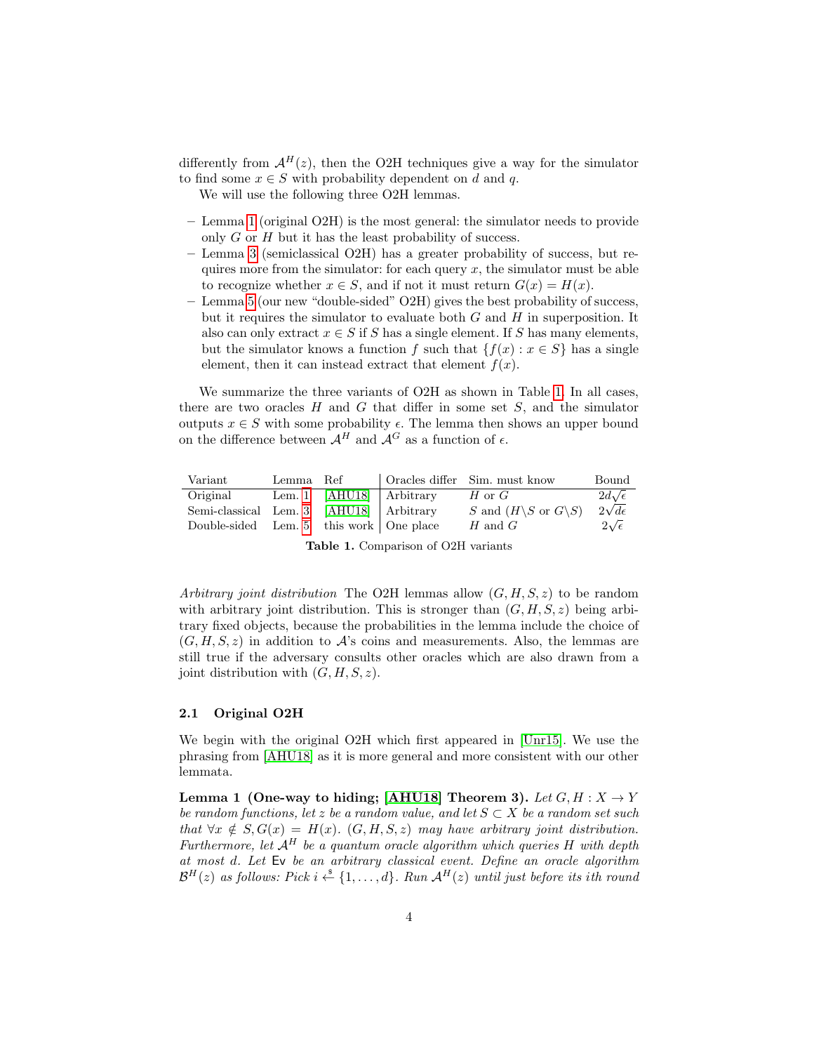differently from $\mathcal{A}^H(z)$, then the O2H techniques give a way for the simulator to find some $x \in S$ with probability dependent on $d$ and $q$.

We will use the following three O2H lemmas.

- Lemma 1 (original O2H) is the most general: the simulator needs to provide only $G$ or $H$ but it has the least probability of success.
- Lemma 3 (semiclassical O2H) has a greater probability of success, but requires more from the simulator: for each query $x$, the simulator must be able to recognize whether $x \in S$, and if not it must return $G(x) = H(x)$.
- Lemma 5 (our new "double-sided" O2H) gives the best probability of success, but it requires the simulator to evaluate both $G$ and $H$ in superposition. It also can only extract $x \in S$ if $S$ has a single element. If $S$ has many elements, but the simulator knows a function $f$ such that $\{f(x) : x \in S\}$ has a single element, then it can instead extract that element $f(x)$.

We summarize the three variants of O2H as shown in Table 1. In all cases, there are two oracles $H$ and $G$ that differ in some set $S$, and the simulator outputs $x \in S$ with some probability $\epsilon$. The lemma then shows an upper bound on the difference between $\mathcal{A}^H$ and $\mathcal{A}^G$ as a function of $\epsilon$.

| Variant | Lemma | Ref | Oracles differ | Sim. must know | Bound |
|---|---|---|---|---|---|
| Original | Lem. 1 | [AHU18] | Arbitrary | $H$ or $G$ | $2d\sqrt{\epsilon}$ |
| Semi-classical | Lem. 3 | [AHU18] | Arbitrary | $S$ and ($H\backslash S$ or $G\backslash S$) | $2\sqrt{d\epsilon}$ |
| Double-sided | Lem. 5 | this work | One place | $H$ and $G$ | $2\sqrt{\epsilon}$ |

**Table 1.** Comparison of O2H variants

*Arbitrary joint distribution* The O2H lemmas allow $(G, H, S, z)$ to be random with arbitrary joint distribution. This is stronger than $(G, H, S, z)$ being arbitrary fixed objects, because the probabilities in the lemma include the choice of $(G, H, S, z)$ in addition to $\mathcal{A}$'s coins and measurements. Also, the lemmas are still true if the adversary consults other oracles which are also drawn from a joint distribution with $(G, H, S, z)$.

### 2.1 Original O2H

We begin with the original O2H which first appeared in [Unr15]. We use the phrasing from [AHU18] as it is more general and more consistent with our other lemmata.

**Lemma 1 (One-way to hiding; [AHU18] Theorem 3).** *Let $G, H : X \to Y$ be random functions, let $z$ be a random value, and let $S \subset X$ be a random set such that $\forall x \notin S, G(x) = H(x)$. $(G, H, S, z)$ may have arbitrary joint distribution. Furthermore, let $\mathcal{A}^H$ be a quantum oracle algorithm which queries $H$ with depth at most $d$. Let $\mathsf{Ev}$ be an arbitrary classical event. Define an oracle algorithm $\mathcal{B}^H(z)$ as follows: Pick $i \xleftarrow{\$} \{1, \ldots, d\}$. Run $\mathcal{A}^H(z)$ until just before its $i$th round*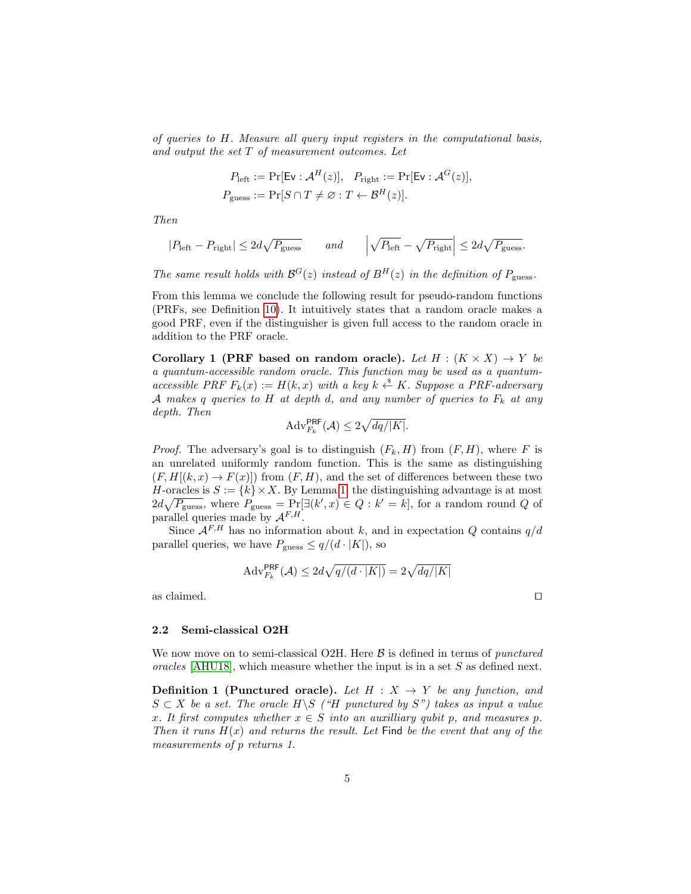*of queries to $H$. Measure all query input registers in the computational basis, and output the set $T$ of measurement outcomes. Let*

$$P_{\text{left}} := \Pr[\mathsf{Ev} : \mathcal{A}^H(z)], \quad P_{\text{right}} := \Pr[\mathsf{Ev} : \mathcal{A}^G(z)],$$
$$P_{\text{guess}} := \Pr[S \cap T \neq \varnothing : T \leftarrow \mathcal{B}^H(z)].$$

*Then*

$$|P_{\text{left}} - P_{\text{right}}| \leq 2d\sqrt{P_{\text{guess}}} \qquad \text{and} \qquad \left|\sqrt{P_{\text{left}}} - \sqrt{P_{\text{right}}}\right| \leq 2d\sqrt{P_{\text{guess}}}.$$

*The same result holds with $\mathcal{B}^G(z)$ instead of $B^H(z)$ in the definition of $P_{\text{guess}}$.*

From this lemma we conclude the following result for pseudo-random functions (PRFs, see Definition 10). It intuitively states that a random oracle makes a good PRF, even if the distinguisher is given full access to the random oracle in addition to the PRF oracle.

**Corollary 1 (PRF based on random oracle).** *Let $H : (K \times X) \to Y$ be a quantum-accessible random oracle. This function may be used as a quantum-accessible PRF $F_k(x) := H(k, x)$ with a key $k \xleftarrow{\$} K$. Suppose a PRF-adversary $\mathcal{A}$ makes $q$ queries to $H$ at depth $d$, and any number of queries to $F_k$ at any depth. Then*

$$\mathrm{Adv}^{\mathsf{PRF}}_{F_k}(\mathcal{A}) \leq 2\sqrt{dq/|K|}.$$

*Proof.* The adversary's goal is to distinguish $(F_k, H)$ from $(F, H)$, where $F$ is an unrelated uniformly random function. This is the same as distinguishing $(F, H[(k, x) \to F(x)])$ from $(F, H)$, and the set of differences between these two $H$-oracles is $S := \{k\} \times X$. By Lemma 1, the distinguishing advantage is at most $2d\sqrt{P_{\text{guess}}}$, where $P_{\text{guess}} = \Pr[\exists (k', x) \in Q : k' = k]$, for a random round $Q$ of parallel queries made by $\mathcal{A}^{F,H}$.

Since $\mathcal{A}^{F,H}$ has no information about $k$, and in expectation $Q$ contains $q/d$ parallel queries, we have $P_{\text{guess}} \leq q/(d \cdot |K|)$, so

$$\mathrm{Adv}^{\mathsf{PRF}}_{F_k}(\mathcal{A}) \leq 2d\sqrt{q/(d \cdot |K|)} = 2\sqrt{dq/|K|}$$

as claimed. ◻

### 2.2 Semi-classical O2H

We now move on to semi-classical O2H. Here $\mathcal{B}$ is defined in terms of *punctured oracles* [AHU18], which measure whether the input is in a set $S$ as defined next.

**Definition 1 (Punctured oracle).** *Let $H : X \to Y$ be any function, and $S \subset X$ be a set. The oracle $H \backslash S$ ("$H$ punctured by $S$") takes as input a value $x$. It first computes whether $x \in S$ into an auxilliary qubit $p$, and measures $p$. Then it runs $H(x)$ and returns the result. Let $\mathsf{Find}$ be the event that any of the measurements of $p$ returns 1.*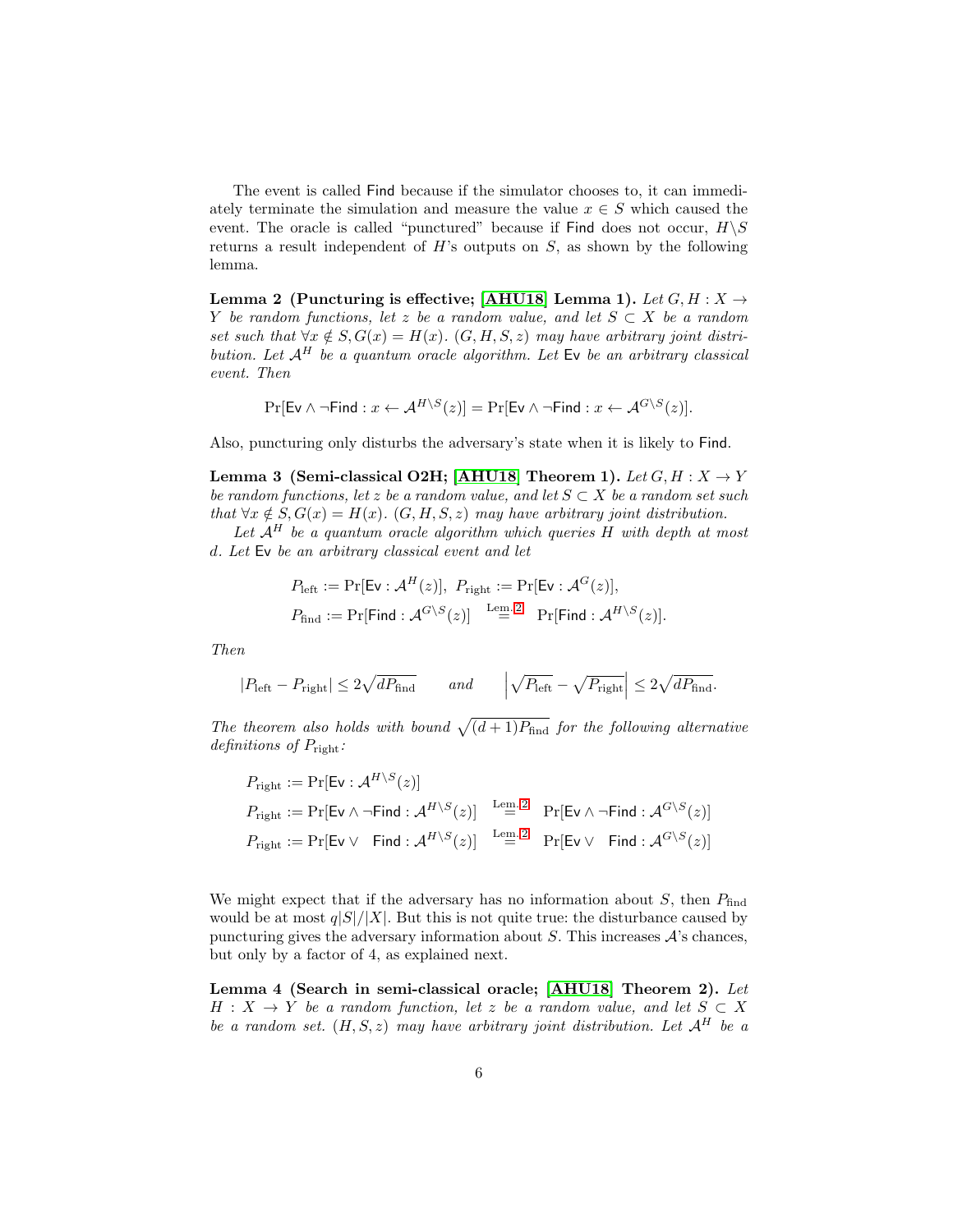The event is called $\mathsf{Find}$ because if the simulator chooses to, it can immediately terminate the simulation and measure the value $x \in S$ which caused the event. The oracle is called "punctured" because if $\mathsf{Find}$ does not occur, $H \backslash S$ returns a result independent of $H$'s outputs on $S$, as shown by the following lemma.

**Lemma 2 (Puncturing is effective; [AHU18] Lemma 1).** *Let $G, H : X \to Y$ be random functions, let $z$ be a random value, and let $S \subset X$ be a random set such that $\forall x \notin S, G(x) = H(x)$. $(G, H, S, z)$ may have arbitrary joint distribution. Let $\mathcal{A}^H$ be a quantum oracle algorithm. Let $\mathsf{Ev}$ be an arbitrary classical event. Then*

$$\Pr[\mathsf{Ev} \wedge \neg\mathsf{Find} : x \leftarrow \mathcal{A}^{H \backslash S}(z)] = \Pr[\mathsf{Ev} \wedge \neg\mathsf{Find} : x \leftarrow \mathcal{A}^{G \backslash S}(z)].$$

Also, puncturing only disturbs the adversary's state when it is likely to $\mathsf{Find}$.

**Lemma 3 (Semi-classical O2H; [AHU18] Theorem 1).** *Let $G, H : X \to Y$ be random functions, let $z$ be a random value, and let $S \subset X$ be a random set such that $\forall x \notin S, G(x) = H(x)$. $(G, H, S, z)$ may have arbitrary joint distribution.*

*Let $\mathcal{A}^H$ be a quantum oracle algorithm which queries $H$ with depth at most $d$. Let $\mathsf{Ev}$ be an arbitrary classical event and let*

$$P_{\text{left}} := \Pr[\mathsf{Ev} : \mathcal{A}^H(z)],\ P_{\text{right}} := \Pr[\mathsf{Ev} : \mathcal{A}^G(z)],$$
$$P_{\text{find}} := \Pr[\mathsf{Find} : \mathcal{A}^{G \backslash S}(z)] \overset{\text{Lem. 2}}{=} \Pr[\mathsf{Find} : \mathcal{A}^{H \backslash S}(z)].$$

*Then*

$$|P_{\text{left}} - P_{\text{right}}| \le 2\sqrt{d P_{\text{find}}} \qquad \text{and} \qquad \left|\sqrt{P_{\text{left}}} - \sqrt{P_{\text{right}}}\right| \le 2\sqrt{d P_{\text{find}}}.$$

*The theorem also holds with bound $\sqrt{(d+1) P_{\text{find}}}$ for the following alternative definitions of $P_{\text{right}}$:*

$$P_{\text{right}} := \Pr[\mathsf{Ev} : \mathcal{A}^{H \backslash S}(z)]$$
$$P_{\text{right}} := \Pr[\mathsf{Ev} \wedge \neg\mathsf{Find} : \mathcal{A}^{H \backslash S}(z)] \overset{\text{Lem. 2}}{=} \Pr[\mathsf{Ev} \wedge \neg\mathsf{Find} : \mathcal{A}^{G \backslash S}(z)]$$
$$P_{\text{right}} := \Pr[\mathsf{Ev} \vee \ \ \mathsf{Find} : \mathcal{A}^{H \backslash S}(z)] \overset{\text{Lem. 2}}{=} \Pr[\mathsf{Ev} \vee \ \ \mathsf{Find} : \mathcal{A}^{G \backslash S}(z)]$$

We might expect that if the adversary has no information about $S$, then $P_{\text{find}}$ would be at most $q|S|/|X|$. But this is not quite true: the disturbance caused by puncturing gives the adversary information about $S$. This increases $\mathcal{A}$'s chances, but only by a factor of 4, as explained next.

**Lemma 4 (Search in semi-classical oracle; [AHU18] Theorem 2).** *Let $H : X \to Y$ be a random function, let $z$ be a random value, and let $S \subset X$ be a random set. $(H, S, z)$ may have arbitrary joint distribution. Let $\mathcal{A}^H$ be a*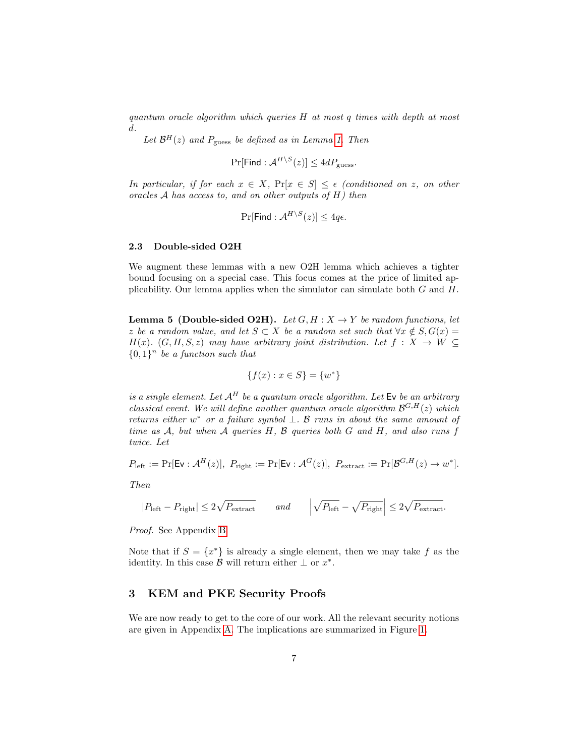*quantum oracle algorithm which queries $H$ at most $q$ times with depth at most $d$.*

*Let $\mathcal{B}^H(z)$ and $P_{\text{guess}}$ be defined as in Lemma 1. Then*

$$\Pr[\mathsf{Find} : \mathcal{A}^{H \setminus S}(z)] \leq 4dP_{\text{guess}}.$$

*In particular, if for each $x \in X$, $\Pr[x \in S] \leq \epsilon$ (conditioned on $z$, on other oracles $\mathcal{A}$ has access to, and on other outputs of $H$) then*

$$\Pr[\mathsf{Find} : \mathcal{A}^{H \setminus S}(z)] \leq 4q\epsilon.$$

### 2.3 Double-sided O2H

We augment these lemmas with a new O2H lemma which achieves a tighter bound focusing on a special case. This focus comes at the price of limited applicability. Our lemma applies when the simulator can simulate both $G$ and $H$.

**Lemma 5 (Double-sided O2H).** *Let $G, H : X \to Y$ be random functions, let $z$ be a random value, and let $S \subset X$ be a random set such that $\forall x \notin S, G(x) = H(x)$. $(G, H, S, z)$ may have arbitrary joint distribution. Let $f : X \to W \subseteq \{0,1\}^n$ be a function such that*

$$\{f(x) : x \in S\} = \{w^*\}$$

*is a single element. Let $\mathcal{A}^H$ be a quantum oracle algorithm. Let $\mathsf{Ev}$ be an arbitrary classical event. We will define another quantum oracle algorithm $\mathcal{B}^{G,H}(z)$ which returns either $w^*$ or a failure symbol $\perp$. $\mathcal{B}$ runs in about the same amount of time as $\mathcal{A}$, but when $\mathcal{A}$ queries $H$, $\mathcal{B}$ queries both $G$ and $H$, and also runs $f$ twice. Let*

$$P_{\text{left}} := \Pr[\mathsf{Ev} : \mathcal{A}^H(z)],\ P_{\text{right}} := \Pr[\mathsf{Ev} : \mathcal{A}^G(z)],\ P_{\text{extract}} := \Pr[\mathcal{B}^{G,H}(z) \to w^*].$$

*Then*

$$|P_{\text{left}} - P_{\text{right}}| \leq 2\sqrt{P_{\text{extract}}} \qquad \text{and} \qquad \left|\sqrt{P_{\text{left}}} - \sqrt{P_{\text{right}}}\right| \leq 2\sqrt{P_{\text{extract}}}.$$

*Proof.* See Appendix B.

Note that if $S = \{x^*\}$ is already a single element, then we may take $f$ as the identity. In this case $\mathcal{B}$ will return either $\perp$ or $x^*$.

## 3 KEM and PKE Security Proofs

We are now ready to get to the core of our work. All the relevant security notions are given in Appendix A. The implications are summarized in Figure 1.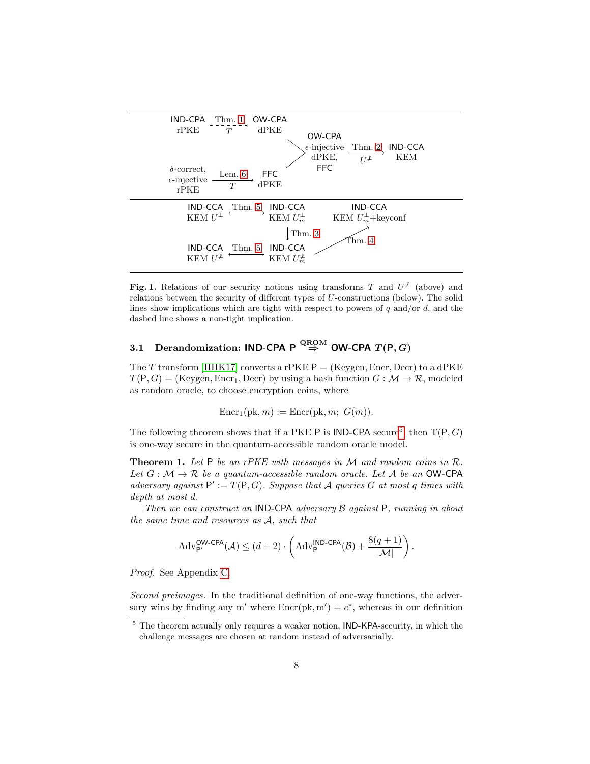IND-CPA rPKE --Thm. 1 / $T$ (dashed)--> OW-CPA dPKE

δ-correct, ϵ-injective rPKE --Lem. 6 / $T$--> FFC dPKE

OW-CPA dPKE + FFC dPKE → OW-CPA ϵ-injective dPKE, FFC --Thm. 2 / $U^{\not\perp}$--> IND-CCA KEM

IND-CCA KEM $U^{\perp}$ <--Thm. 5--> IND-CCA KEM $U^{\perp}_m$

IND-CCA KEM $U^{\perp}_m$ --Thm. 3--> IND-CCA KEM $U^{\not\perp}_m$

IND-CCA KEM $U^{\not\perp}$ <--Thm. 5--> IND-CCA KEM $U^{\not\perp}_m$

IND-CCA KEM $U^{\not\perp}_m$ --Thm. 4--> IND-CCA KEM $U^{\perp}_m$+keyconf

**Fig. 1.** Relations of our security notions using transforms $T$ and $U^{\not\perp}$ (above) and relations between the security of different types of $U$-constructions (below). The solid lines show implications which are tight with respect to powers of $q$ and/or $d$, and the dashed line shows a non-tight implication.

### 3.1 Derandomization: IND-CPA P $\overset{\text{QROM}}{\Rightarrow}$ OW-CPA $T(\mathsf{P}, G)$

The $T$ transform [HHK17] converts a rPKE $\mathsf{P} = (\text{Keygen}, \text{Encr}, \text{Decr})$ to a dPKE $T(\mathsf{P}, G) = (\text{Keygen}, \text{Encr}_1, \text{Decr})$ by using a hash function $G : \mathcal{M} \to \mathcal{R}$, modeled as random oracle, to choose encryption coins, where

$$\text{Encr}_1(\text{pk}, m) := \text{Encr}(\text{pk}, m;\ G(m)).$$

The following theorem shows that if a PKE $\mathsf{P}$ is IND-CPA secure[5], then $\text{T}(\mathsf{P}, G)$ is one-way secure in the quantum-accessible random oracle model.

**Theorem 1.** *Let $\mathsf{P}$ be an rPKE with messages in $\mathcal{M}$ and random coins in $\mathcal{R}$. Let $G : \mathcal{M} \to \mathcal{R}$ be a quantum-accessible random oracle. Let $\mathcal{A}$ be an* OW-CPA *adversary against $\mathsf{P}' := T(\mathsf{P}, G)$. Suppose that $\mathcal{A}$ queries $G$ at most $q$ times with depth at most $d$.*

*Then we can construct an* IND-CPA *adversary $\mathcal{B}$ against $\mathsf{P}$, running in about the same time and resources as $\mathcal{A}$, such that*

$$\text{Adv}_{\mathsf{P}'}^{\mathsf{OW\text{-}CPA}}(\mathcal{A}) \le (d+2) \cdot \left( \text{Adv}_{\mathsf{P}}^{\mathsf{IND\text{-}CPA}}(\mathcal{B}) + \frac{8(q+1)}{|\mathcal{M}|} \right).$$

*Proof.* See Appendix C.

*Second preimages.* In the traditional definition of one-way functions, the adversary wins by finding any $\text{m}'$ where $\text{Encr}(\text{pk}, \text{m}') = c^*$, whereas in our definition

[5] The theorem actually only requires a weaker notion, IND-KPA-security, in which the challenge messages are chosen at random instead of adversarially.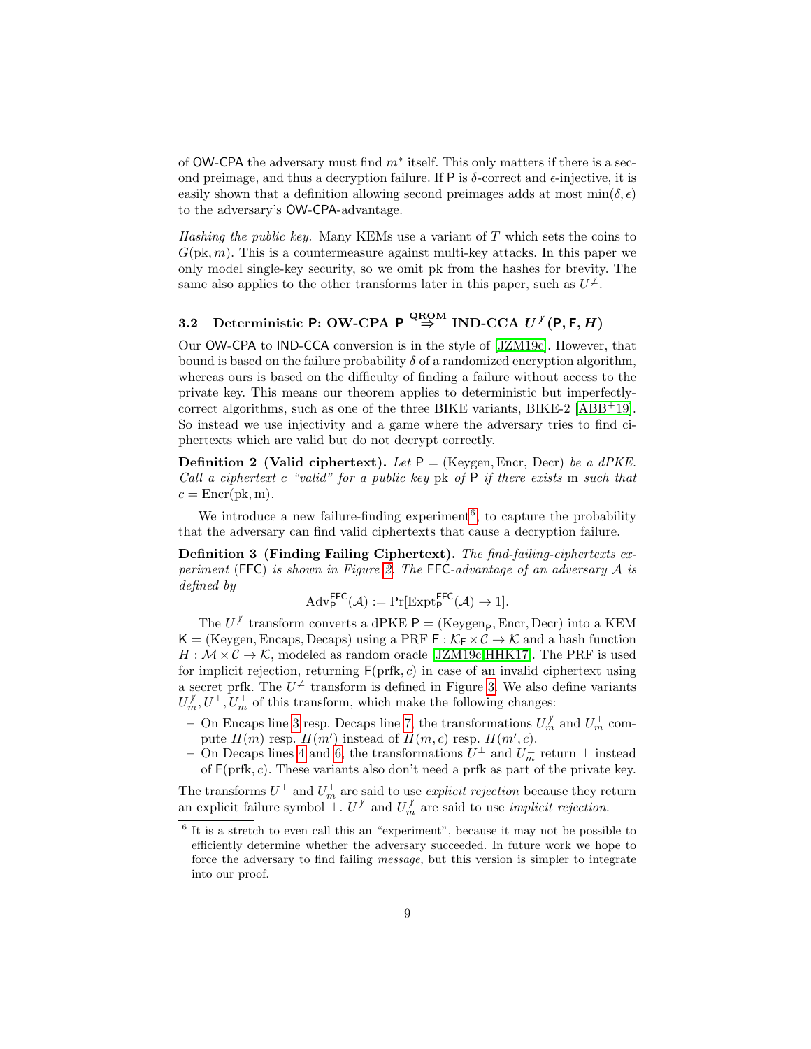of OW-CPA the adversary must find $m^*$ itself. This only matters if there is a second preimage, and thus a decryption failure. If P is $\delta$-correct and $\epsilon$-injective, it is easily shown that a definition allowing second preimages adds at most $\min(\delta, \epsilon)$ to the adversary's OW-CPA-advantage.

*Hashing the public key.* Many KEMs use a variant of $T$ which sets the coins to $G(\text{pk}, m)$. This is a countermeasure against multi-key attacks. In this paper we only model single-key security, so we omit pk from the hashes for brevity. The same also applies to the other transforms later in this paper, such as $U^{\not\perp}$.

### 3.2 Deterministic P: OW-CPA P $\overset{\text{QROM}}{\Rightarrow}$ IND-CCA $U^{\not\perp}(\mathsf{P}, \mathsf{F}, H)$

Our OW-CPA to IND-CCA conversion is in the style of [JZM19c]. However, that bound is based on the failure probability $\delta$ of a randomized encryption algorithm, whereas ours is based on the difficulty of finding a failure without access to the private key. This means our theorem applies to deterministic but imperfectly-correct algorithms, such as one of the three BIKE variants, BIKE-2 [ABB+19]. So instead we use injectivity and a game where the adversary tries to find ciphertexts which are valid but do not decrypt correctly.

**Definition 2 (Valid ciphertext).** *Let* $\mathsf{P} = (\text{Keygen}, \text{Encr}, \text{Decr})$ *be a dPKE. Call a ciphertext* $c$ *"valid" for a public key* pk *of* P *if there exists* m *such that* $c = \text{Encr}(\text{pk}, \text{m})$.

We introduce a new failure-finding experiment[6], to capture the probability that the adversary can find valid ciphertexts that cause a decryption failure.

**Definition 3 (Finding Failing Ciphertext).** *The find-failing-ciphertexts experiment* (FFC) *is shown in Figure 2. The* FFC*-advantage of an adversary* $\mathcal{A}$ *is defined by*

$$\text{Adv}_{\mathsf{P}}^{\mathsf{FFC}}(\mathcal{A}) := \Pr[\text{Expt}_{\mathsf{P}}^{\mathsf{FFC}}(\mathcal{A}) \to 1].$$

The $U^{\not\perp}$ transform converts a dPKE $\mathsf{P} = (\text{Keygen}_{\mathsf{P}}, \text{Encr}, \text{Decr})$ into a KEM $\mathsf{K} = (\text{Keygen}, \text{Encaps}, \text{Decaps})$ using a PRF $\mathsf{F} : \mathcal{K}_{\mathsf{F}} \times \mathcal{C} \to \mathcal{K}$ and a hash function $H : \mathcal{M} \times \mathcal{C} \to \mathcal{K}$, modeled as random oracle [JZM19c,HHK17]. The PRF is used for implicit rejection, returning $\mathsf{F}(\text{prfk}, c)$ in case of an invalid ciphertext using a secret prfk. The $U^{\not\perp}$ transform is defined in Figure 3. We also define variants $U_m^{\not\perp}, U^{\perp}, U_m^{\perp}$ of this transform, which make the following changes:

- On Encaps line 3 resp. Decaps line 7, the transformations $U_m^{\not\perp}$ and $U_m^{\perp}$ compute $H(m)$ resp. $H(m')$ instead of $H(m, c)$ resp. $H(m', c)$.
- On Decaps lines 4 and 6, the transformations $U^{\perp}$ and $U_m^{\perp}$ return $\perp$ instead of $\mathsf{F}(\text{prfk}, c)$. These variants also don't need a prfk as part of the private key.

The transforms $U^{\perp}$ and $U_m^{\perp}$ are said to use *explicit rejection* because they return an explicit failure symbol $\perp$. $U^{\not\perp}$ and $U_m^{\not\perp}$ are said to use *implicit rejection*.

[6] It is a stretch to even call this an "experiment", because it may not be possible to efficiently determine whether the adversary succeeded. In future work we hope to force the adversary to find failing *message*, but this version is simpler to integrate into our proof.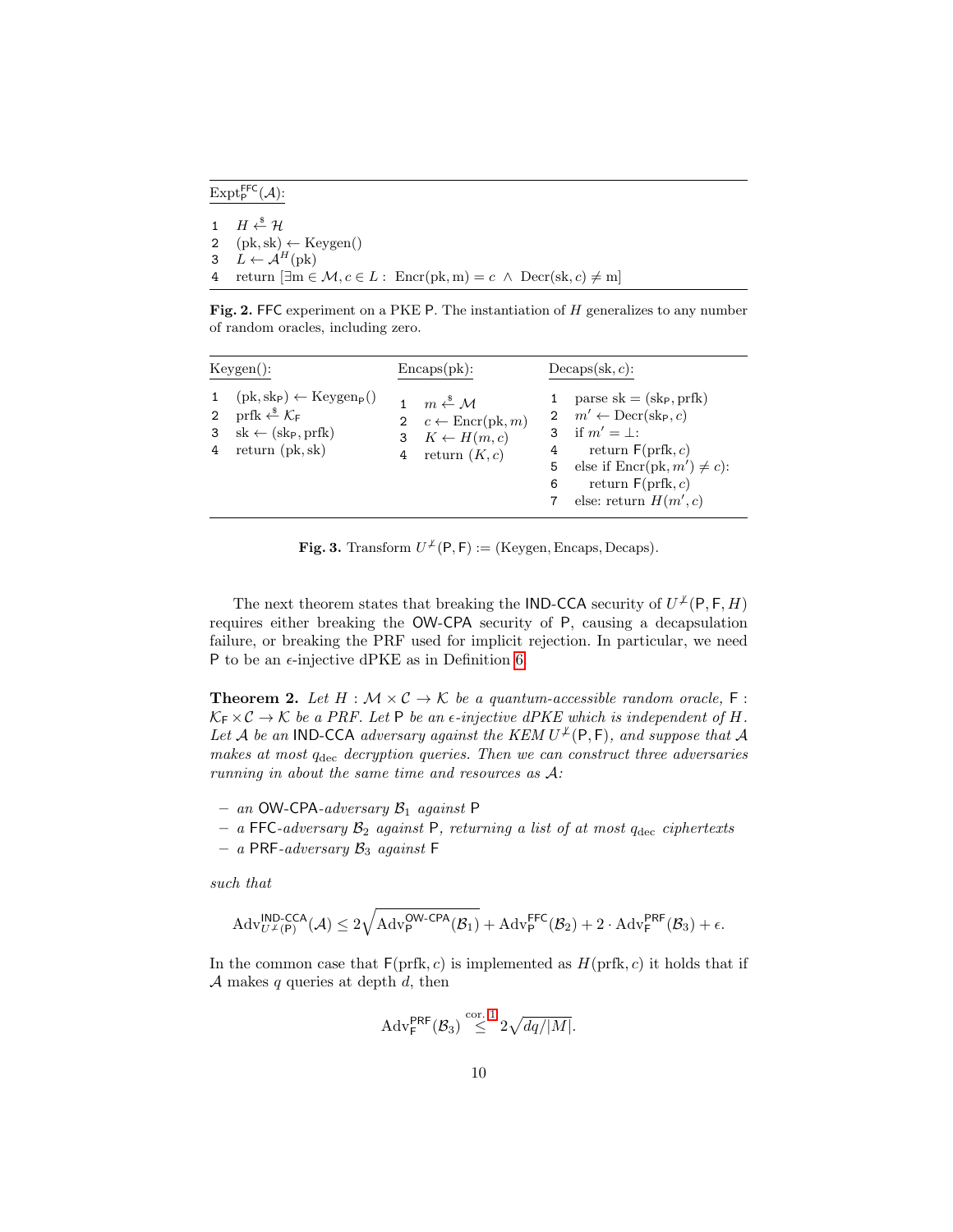$\mathrm{Expt}_{\mathsf{P}}^{\mathsf{FFC}}(\mathcal{A})$:

```
1  H ←$ 𝓗
2  (pk, sk) ← Keygen()
3  L ← 𝒜^H(pk)
4  return [∃m ∈ 𝓜, c ∈ L : Encr(pk, m) = c ∧ Decr(sk, c) ≠ m]
```

**Fig. 2.** FFC experiment on a PKE P. The instantiation of $H$ generalizes to any number of random oracles, including zero.

| Keygen(): | Encaps(pk): | Decaps(sk, $c$): |
|---|---|---|
| 1 $(\mathrm{pk}, \mathrm{sk}_{\mathsf{P}}) \leftarrow \mathrm{Keygen}_{\mathsf{P}}()$ | 1 $m \xleftarrow{\$} \mathcal{M}$ | 1 parse $\mathrm{sk} = (\mathrm{sk}_{\mathsf{P}}, \mathrm{prfk})$ |
| 2 $\mathrm{prfk} \xleftarrow{\$} \mathcal{K}_{\mathsf{F}}$ | 2 $c \leftarrow \mathrm{Encr}(\mathrm{pk}, m)$ | 2 $m' \leftarrow \mathrm{Decr}(\mathrm{sk}_{\mathsf{P}}, c)$ |
| 3 $\mathrm{sk} \leftarrow (\mathrm{sk}_{\mathsf{P}}, \mathrm{prfk})$ | 3 $K \leftarrow H(m, c)$ | 3 if $m' = \bot$: |
| 4 return $(\mathrm{pk}, \mathrm{sk})$ | 4 return $(K, c)$ | 4 return $\mathsf{F}(\mathrm{prfk}, c)$ |
| | | 5 else if $\mathrm{Encr}(\mathrm{pk}, m') \neq c$): |
| | | 6 return $\mathsf{F}(\mathrm{prfk}, c)$ |
| | | 7 else: return $H(m', c)$ |

**Fig. 3.** Transform $U^{\not\perp}(\mathsf{P}, \mathsf{F}) := (\mathrm{Keygen}, \mathrm{Encaps}, \mathrm{Decaps})$.

The next theorem states that breaking the IND-CCA security of $U^{\not\perp}(\mathsf{P}, \mathsf{F}, H)$ requires either breaking the OW-CPA security of P, causing a decapsulation failure, or breaking the PRF used for implicit rejection. In particular, we need P to be an $\epsilon$-injective dPKE as in Definition 6.

**Theorem 2.** *Let $H : \mathcal{M} \times \mathcal{C} \to \mathcal{K}$ be a quantum-accessible random oracle, $\mathsf{F} : \mathcal{K}_{\mathsf{F}} \times \mathcal{C} \to \mathcal{K}$ be a PRF. Let P be an $\epsilon$-injective dPKE which is independent of $H$. Let $\mathcal{A}$ be an IND-CCA adversary against the KEM $U^{\not\perp}(\mathsf{P}, \mathsf{F})$, and suppose that $\mathcal{A}$ makes at most $q_{\mathrm{dec}}$ decryption queries. Then we can construct three adversaries running in about the same time and resources as $\mathcal{A}$:*

- *an OW-CPA-adversary $\mathcal{B}_1$ against P*
- *a FFC-adversary $\mathcal{B}_2$ against P, returning a list of at most $q_{\mathrm{dec}}$ ciphertexts*
- *a PRF-adversary $\mathcal{B}_3$ against F*

*such that*

$$\mathrm{Adv}_{U^{\not\perp}(\mathsf{P})}^{\mathsf{IND\text{-}CCA}}(\mathcal{A}) \leq 2\sqrt{\mathrm{Adv}_{\mathsf{P}}^{\mathsf{OW\text{-}CPA}}(\mathcal{B}_1)} + \mathrm{Adv}_{\mathsf{P}}^{\mathsf{FFC}}(\mathcal{B}_2) + 2 \cdot \mathrm{Adv}_{\mathsf{F}}^{\mathsf{PRF}}(\mathcal{B}_3) + \epsilon.$$

In the common case that $\mathsf{F}(\mathrm{prfk}, c)$ is implemented as $H(\mathrm{prfk}, c)$ it holds that if $\mathcal{A}$ makes $q$ queries at depth $d$, then

$$\mathrm{Adv}_{\mathsf{F}}^{\mathsf{PRF}}(\mathcal{B}_3) \overset{\text{cor. 1}}{\leq} 2\sqrt{dq/|M|}.$$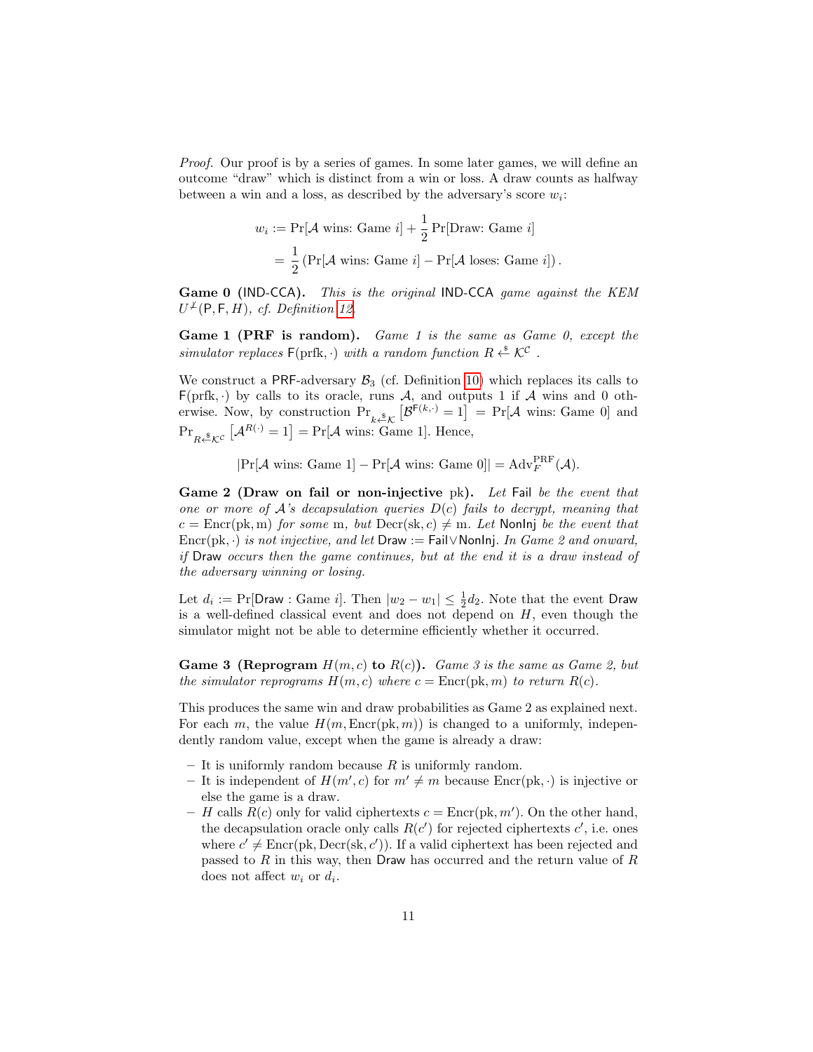*Proof.* Our proof is by a series of games. In some later games, we will define an outcome "draw" which is distinct from a win or loss. A draw counts as halfway between a win and a loss, as described by the adversary's score $w_i$:

$$
\begin{aligned}
w_i &:= \Pr[\mathcal{A} \text{ wins: Game } i] + \frac{1}{2}\Pr[\text{Draw: Game } i] \\
&= \frac{1}{2}\left(\Pr[\mathcal{A} \text{ wins: Game } i] - \Pr[\mathcal{A} \text{ loses: Game } i]\right).
\end{aligned}
$$

**Game 0 (IND-CCA).** *This is the original* IND-CCA *game against the KEM* $U^{\not\perp}(\mathsf{P}, \mathsf{F}, H)$*, cf. Definition 12.*

**Game 1 (PRF is random).** *Game 1 is the same as Game 0, except the simulator replaces* $\mathsf{F}(\text{prfk}, \cdot)$ *with a random function* $R \xleftarrow{\$} \mathcal{K}^{\mathcal{C}}$ *.*

We construct a PRF-adversary $\mathcal{B}_3$ (cf. Definition 10) which replaces its calls to $\mathsf{F}(\text{prfk}, \cdot)$ by calls to its oracle, runs $\mathcal{A}$, and outputs 1 if $\mathcal{A}$ wins and 0 otherwise. Now, by construction $\Pr_{k \xleftarrow{\$} \mathcal{K}}\left[\mathcal{B}^{\mathsf{F}(k,\cdot)} = 1\right] = \Pr[\mathcal{A} \text{ wins: Game } 0]$ and $\Pr_{R \xleftarrow{\$} \mathcal{K}^{\mathcal{C}}}\left[\mathcal{A}^{R(\cdot)} = 1\right] = \Pr[\mathcal{A} \text{ wins: Game } 1]$. Hence,

$$
|\Pr[\mathcal{A} \text{ wins: Game } 1] - \Pr[\mathcal{A} \text{ wins: Game } 0]| = \mathrm{Adv}_F^{\mathrm{PRF}}(\mathcal{A}).
$$

**Game 2 (Draw on fail or non-injective** pk**).** *Let* $\mathsf{Fail}$ *be the event that one or more of* $\mathcal{A}$*'s decapsulation queries* $D(c)$ *fails to decrypt, meaning that* $c = \mathrm{Encr}(\mathrm{pk}, \mathrm{m})$ *for some* m*, but* $\mathrm{Decr}(\mathrm{sk}, c) \neq \mathrm{m}$*. Let* $\mathsf{NonInj}$ *be the event that* $\mathrm{Encr}(\mathrm{pk}, \cdot)$ *is not injective, and let* $\mathsf{Draw} := \mathsf{Fail} \vee \mathsf{NonInj}$*. In Game 2 and onward, if* $\mathsf{Draw}$ *occurs then the game continues, but at the end it is a draw instead of the adversary winning or losing.*

Let $d_i := \Pr[\mathsf{Draw} : \text{Game } i]$. Then $|w_2 - w_1| \leq \frac{1}{2}d_2$. Note that the event $\mathsf{Draw}$ is a well-defined classical event and does not depend on $H$, even though the simulator might not be able to determine efficiently whether it occurred.

**Game 3 (Reprogram $H(m, c)$ to $R(c)$).** *Game 3 is the same as Game 2, but the simulator reprograms* $H(m, c)$ *where* $c = \mathrm{Encr}(\mathrm{pk}, m)$ *to return* $R(c)$*.*

This produces the same win and draw probabilities as Game 2 as explained next. For each $m$, the value $H(m, \mathrm{Encr}(\mathrm{pk}, m))$ is changed to a uniformly, independently random value, except when the game is already a draw:

- It is uniformly random because $R$ is uniformly random.
- It is independent of $H(m', c)$ for $m' \neq m$ because $\mathrm{Encr}(\mathrm{pk}, \cdot)$ is injective or else the game is a draw.
- $H$ calls $R(c)$ only for valid ciphertexts $c = \mathrm{Encr}(\mathrm{pk}, m')$. On the other hand, the decapsulation oracle only calls $R(c')$ for rejected ciphertexts $c'$, i.e. ones where $c' \neq \mathrm{Encr}(\mathrm{pk}, \mathrm{Decr}(\mathrm{sk}, c'))$. If a valid ciphertext has been rejected and passed to $R$ in this way, then $\mathsf{Draw}$ has occurred and the return value of $R$ does not affect $w_i$ or $d_i$.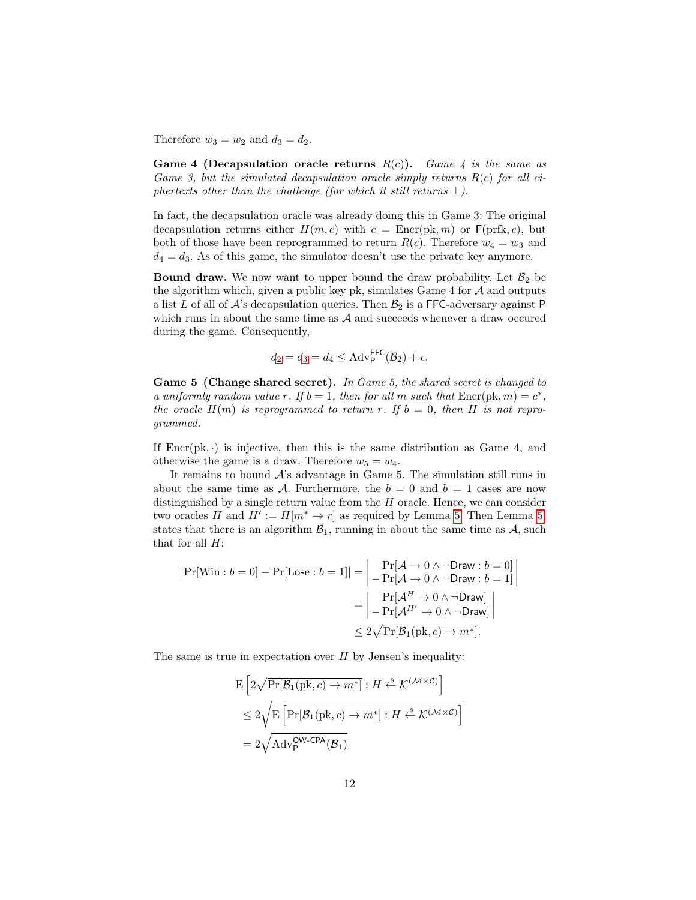Therefore $w_3 = w_2$ and $d_3 = d_2$.

**Game 4 (Decapsulation oracle returns $R(c)$).** *Game 4 is the same as Game 3, but the simulated decapsulation oracle simply returns $R(c)$ for all ciphertexts other than the challenge (for which it still returns $\perp$).*

In fact, the decapsulation oracle was already doing this in Game 3: The original decapsulation returns either $H(m, c)$ with $c = \text{Encr}(\text{pk}, m)$ or $\mathsf{F}(\text{prfk}, c)$, but both of those have been reprogrammed to return $R(c)$. Therefore $w_4 = w_3$ and $d_4 = d_3$. As of this game, the simulator doesn't use the private key anymore.

**Bound draw.** We now want to upper bound the draw probability. Let $\mathcal{B}_2$ be the algorithm which, given a public key pk, simulates Game 4 for $\mathcal{A}$ and outputs a list $L$ of all of $\mathcal{A}$'s decapsulation queries. Then $\mathcal{B}_2$ is a $\mathsf{FFC}$-adversary against $\mathsf{P}$ which runs in about the same time as $\mathcal{A}$ and succeeds whenever a draw occured during the game. Consequently,

$$d_2 = d_3 = d_4 \leq \text{Adv}_{\mathsf{P}}^{\mathsf{FFC}}(\mathcal{B}_2) + \epsilon.$$

**Game 5 (Change shared secret).** *In Game 5, the shared secret is changed to a uniformly random value $r$. If $b = 1$, then for all $m$ such that $\text{Encr}(\text{pk}, m) = c^*$, the oracle $H(m)$ is reprogrammed to return $r$. If $b = 0$, then $H$ is not reprogrammed.*

If $\text{Encr}(\text{pk}, \cdot)$ is injective, then this is the same distribution as Game 4, and otherwise the game is a draw. Therefore $w_5 = w_4$.

It remains to bound $\mathcal{A}$'s advantage in Game 5. The simulation still runs in about the same time as $\mathcal{A}$. Furthermore, the $b = 0$ and $b = 1$ cases are now distinguished by a single return value from the $H$ oracle. Hence, we can consider two oracles $H$ and $H' := H[m^* \to r]$ as required by Lemma 5. Then Lemma 5 states that there is an algorithm $\mathcal{B}_1$, running in about the same time as $\mathcal{A}$, such that for all $H$:

$$\begin{aligned}
|\Pr[\text{Win} : b = 0] - \Pr[\text{Lose} : b = 1]| &= \left| \begin{array}{l} \Pr[\mathcal{A} \to 0 \wedge \neg\mathsf{Draw} : b = 0] \\ - \Pr[\mathcal{A} \to 0 \wedge \neg\mathsf{Draw} : b = 1] \end{array} \right| \\
&= \left| \begin{array}{l} \Pr[\mathcal{A}^H \to 0 \wedge \neg\mathsf{Draw}] \\ - \Pr[\mathcal{A}^{H'} \to 0 \wedge \neg\mathsf{Draw}] \end{array} \right| \\
&\leq 2\sqrt{\Pr[\mathcal{B}_1(\text{pk}, c) \to m^*]}.
\end{aligned}$$

The same is true in expectation over $H$ by Jensen's inequality:

$$\begin{aligned}
&\text{E}\left[ 2\sqrt{\Pr[\mathcal{B}_1(\text{pk}, c) \to m^*]} : H \xleftarrow{\$} \mathcal{K}^{(\mathcal{M} \times \mathcal{C})} \right] \\
&\leq 2\sqrt{\text{E}\left[ \Pr[\mathcal{B}_1(\text{pk}, c) \to m^*] : H \xleftarrow{\$} \mathcal{K}^{(\mathcal{M} \times \mathcal{C})} \right]} \\
&= 2\sqrt{\text{Adv}_{\mathsf{P}}^{\mathsf{OW\text{-}CPA}}(\mathcal{B}_1)}
\end{aligned}$$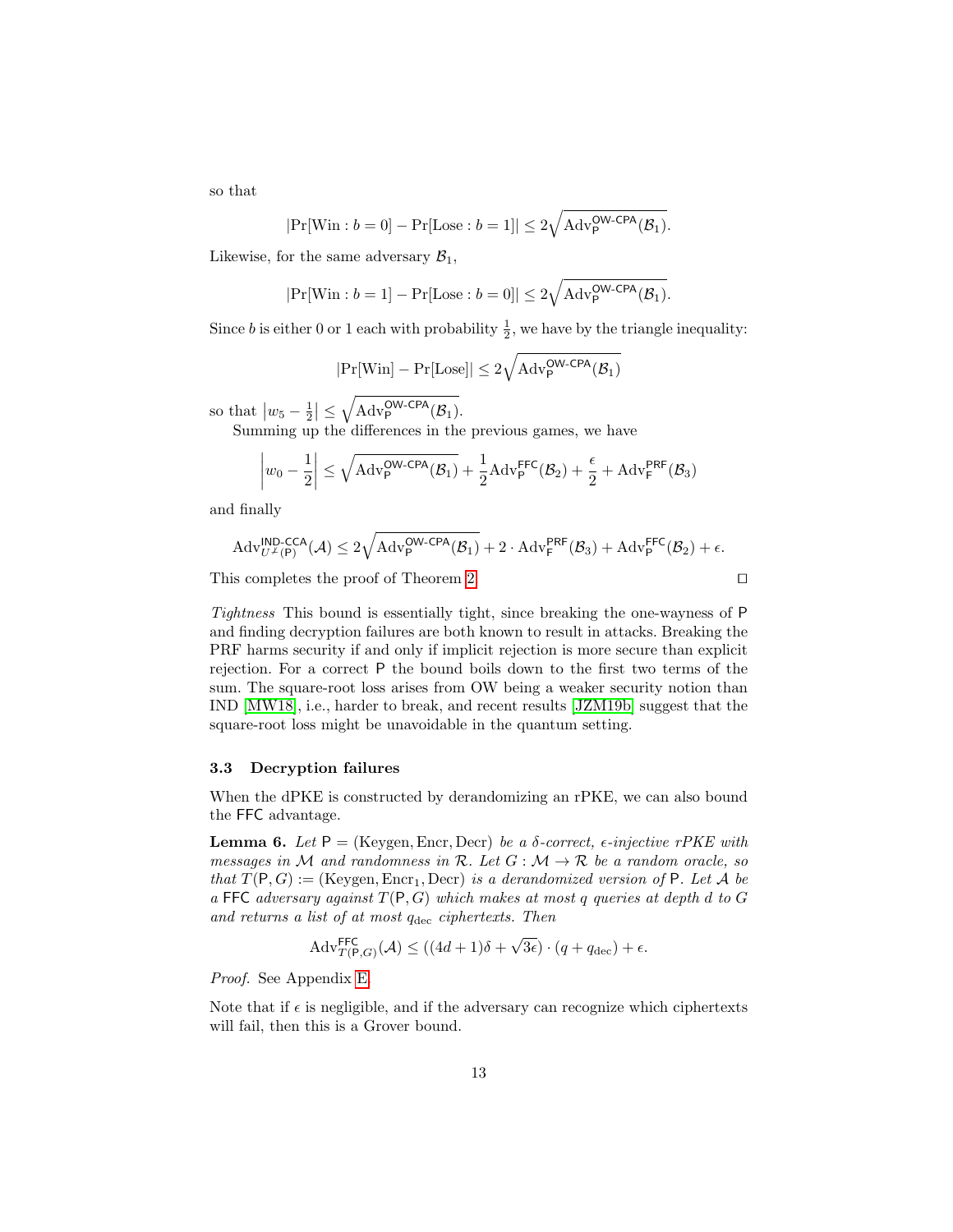so that

$$|\Pr[\text{Win} : b = 0] - \Pr[\text{Lose} : b = 1]| \leq 2\sqrt{\text{Adv}_{\mathsf{P}}^{\mathsf{OW\text{-}CPA}}(\mathcal{B}_1)}.$$

Likewise, for the same adversary $\mathcal{B}_1$,

$$|\Pr[\text{Win} : b = 1] - \Pr[\text{Lose} : b = 0]| \leq 2\sqrt{\text{Adv}_{\mathsf{P}}^{\mathsf{OW\text{-}CPA}}(\mathcal{B}_1)}.$$

Since $b$ is either 0 or 1 each with probability $\frac{1}{2}$, we have by the triangle inequality:

$$|\Pr[\text{Win}] - \Pr[\text{Lose}]| \leq 2\sqrt{\text{Adv}_{\mathsf{P}}^{\mathsf{OW\text{-}CPA}}(\mathcal{B}_1)}$$

so that $\left|w_5 - \frac{1}{2}\right| \leq \sqrt{\text{Adv}_{\mathsf{P}}^{\mathsf{OW\text{-}CPA}}(\mathcal{B}_1)}$.

Summing up the differences in the previous games, we have

$$\left|w_0 - \frac{1}{2}\right| \leq \sqrt{\text{Adv}_{\mathsf{P}}^{\mathsf{OW\text{-}CPA}}(\mathcal{B}_1)} + \frac{1}{2}\text{Adv}_{\mathsf{P}}^{\mathsf{FFC}}(\mathcal{B}_2) + \frac{\epsilon}{2} + \text{Adv}_{\mathsf{F}}^{\mathsf{PRF}}(\mathcal{B}_3)$$

and finally

$$\text{Adv}_{U^{\not\perp}(\mathsf{P})}^{\mathsf{IND\text{-}CCA}}(\mathcal{A}) \leq 2\sqrt{\text{Adv}_{\mathsf{P}}^{\mathsf{OW\text{-}CPA}}(\mathcal{B}_1)} + 2 \cdot \text{Adv}_{\mathsf{F}}^{\mathsf{PRF}}(\mathcal{B}_3) + \text{Adv}_{\mathsf{P}}^{\mathsf{FFC}}(\mathcal{B}_2) + \epsilon.$$

This completes the proof of Theorem 2. □

*Tightness* This bound is essentially tight, since breaking the one-wayness of P and finding decryption failures are both known to result in attacks. Breaking the PRF harms security if and only if implicit rejection is more secure than explicit rejection. For a correct P the bound boils down to the first two terms of the sum. The square-root loss arises from OW being a weaker security notion than IND [MW18], i.e., harder to break, and recent results [JZM19b] suggest that the square-root loss might be unavoidable in the quantum setting.

### 3.3 Decryption failures

When the dPKE is constructed by derandomizing an rPKE, we can also bound the FFC advantage.

**Lemma 6.** *Let* $\mathsf{P} = (\text{Keygen}, \text{Encr}, \text{Decr})$ *be a* $\delta$*-correct,* $\epsilon$*-injective rPKE with messages in* $\mathcal{M}$ *and randomness in* $\mathcal{R}$*. Let* $G : \mathcal{M} \to \mathcal{R}$ *be a random oracle, so that* $T(\mathsf{P}, G) := (\text{Keygen}, \text{Encr}_1, \text{Decr})$ *is a derandomized version of* $\mathsf{P}$*. Let* $\mathcal{A}$ *be a* FFC *adversary against* $T(\mathsf{P}, G)$ *which makes at most* $q$ *queries at depth* $d$ *to* $G$ *and returns a list of at most* $q_{\text{dec}}$ *ciphertexts. Then*

$$\text{Adv}_{T(\mathsf{P},G)}^{\mathsf{FFC}}(\mathcal{A}) \leq ((4d + 1)\delta + \sqrt{3\epsilon}) \cdot (q + q_{\text{dec}}) + \epsilon.$$

*Proof.* See Appendix E.

Note that if $\epsilon$ is negligible, and if the adversary can recognize which ciphertexts will fail, then this is a Grover bound.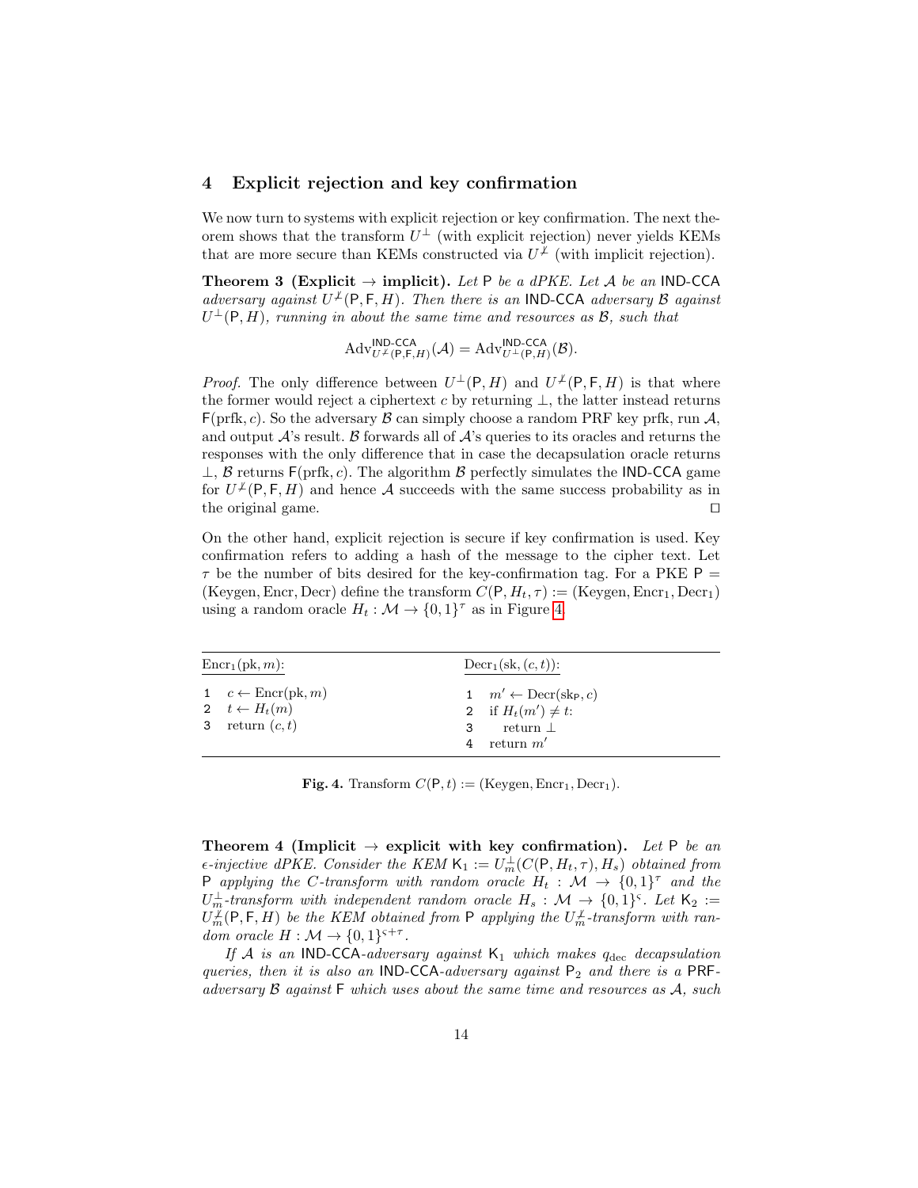## 4 Explicit rejection and key confirmation

We now turn to systems with explicit rejection or key confirmation. The next theorem shows that the transform $U^{\perp}$ (with explicit rejection) never yields KEMs that are more secure than KEMs constructed via $U^{\not\perp}$ (with implicit rejection).

**Theorem 3 (Explicit → implicit).** *Let* $\mathsf{P}$ *be a dPKE. Let* $\mathcal{A}$ *be an* IND-CCA *adversary against* $U^{\not\perp}(\mathsf{P},\mathsf{F},H)$*. Then there is an* IND-CCA *adversary* $\mathcal{B}$ *against* $U^{\perp}(\mathsf{P},H)$*, running in about the same time and resources as* $\mathcal{B}$*, such that*

$$\mathrm{Adv}^{\mathsf{IND\text{-}CCA}}_{U^{\not\perp}(\mathsf{P},\mathsf{F},H)}(\mathcal{A}) = \mathrm{Adv}^{\mathsf{IND\text{-}CCA}}_{U^{\perp}(\mathsf{P},H)}(\mathcal{B}).$$

*Proof.* The only difference between $U^{\perp}(\mathsf{P},H)$ and $U^{\not\perp}(\mathsf{P},\mathsf{F},H)$ is that where the former would reject a ciphertext $c$ by returning $\perp$, the latter instead returns $\mathsf{F}(\mathrm{prfk}, c)$. So the adversary $\mathcal{B}$ can simply choose a random PRF key prfk, run $\mathcal{A}$, and output $\mathcal{A}$'s result. $\mathcal{B}$ forwards all of $\mathcal{A}$'s queries to its oracles and returns the responses with the only difference that in case the decapsulation oracle returns $\perp$, $\mathcal{B}$ returns $\mathsf{F}(\mathrm{prfk}, c)$. The algorithm $\mathcal{B}$ perfectly simulates the IND-CCA game for $U^{\not\perp}(\mathsf{P},\mathsf{F},H)$ and hence $\mathcal{A}$ succeeds with the same success probability as in the original game. □

On the other hand, explicit rejection is secure if key confirmation is used. Key confirmation refers to adding a hash of the message to the cipher text. Let $\tau$ be the number of bits desired for the key-confirmation tag. For a PKE $\mathsf{P} = (\mathrm{Keygen}, \mathrm{Encr}, \mathrm{Decr})$ define the transform $C(\mathsf{P}, H_t, \tau) := (\mathrm{Keygen}, \mathrm{Encr}_1, \mathrm{Decr}_1)$ using a random oracle $H_t : \mathcal{M} \to \{0,1\}^{\tau}$ as in Figure 4.

| $\mathrm{Encr}_1(\mathrm{pk}, m)$: | $\mathrm{Decr}_1(\mathrm{sk}, (c,t))$: |
|---|---|
| 1 $c \leftarrow \mathrm{Encr}(\mathrm{pk}, m)$ | 1 $m' \leftarrow \mathrm{Decr}(\mathrm{sk}_{\mathsf{P}}, c)$ |
| 2 $t \leftarrow H_t(m)$ | 2 if $H_t(m') \neq t$: |
| 3 return $(c,t)$ | 3 return $\perp$ |
| | 4 return $m'$ |

**Fig. 4.** Transform $C(\mathsf{P}, t) := (\mathrm{Keygen}, \mathrm{Encr}_1, \mathrm{Decr}_1)$.

**Theorem 4 (Implicit → explicit with key confirmation).** *Let* $\mathsf{P}$ *be an* $\epsilon$*-injective dPKE. Consider the KEM* $\mathsf{K}_1 := U^{\perp}_m(C(\mathsf{P}, H_t, \tau), H_s)$ *obtained from* $\mathsf{P}$ *applying the* $C$*-transform with random oracle* $H_t : \mathcal{M} \to \{0,1\}^{\tau}$ *and the* $U^{\perp}_m$*-transform with independent random oracle* $H_s : \mathcal{M} \to \{0,1\}^{\varsigma}$*. Let* $\mathsf{K}_2 := U^{\not\perp}_m(\mathsf{P}, \mathsf{F}, H)$ *be the KEM obtained from* $\mathsf{P}$ *applying the* $U^{\not\perp}_m$*-transform with random oracle* $H : \mathcal{M} \to \{0,1\}^{\varsigma+\tau}$*.*

*If* $\mathcal{A}$ *is an* IND-CCA*-adversary against* $\mathsf{K}_1$ *which makes* $q_{\mathrm{dec}}$ *decapsulation queries, then it is also an* IND-CCA*-adversary against* $\mathsf{P}_2$ *and there is a* PRF*-adversary* $\mathcal{B}$ *against* $\mathsf{F}$ *which uses about the same time and resources as* $\mathcal{A}$*, such*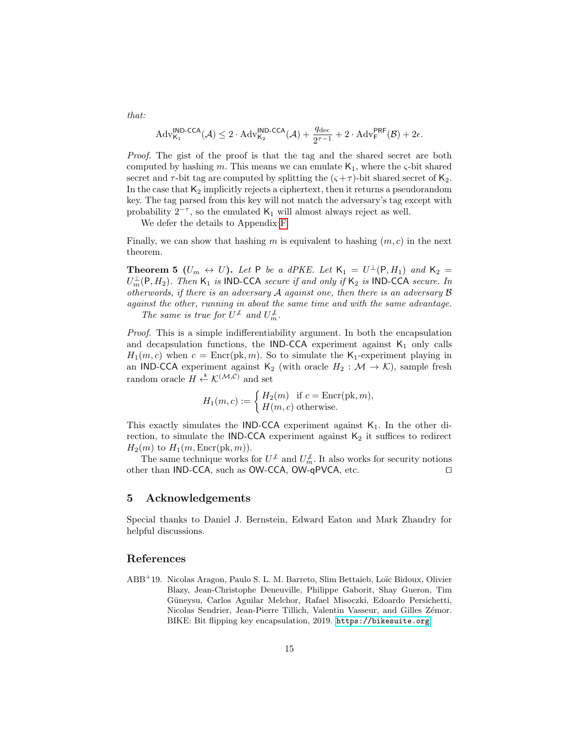*that:*

$$\mathrm{Adv}^{\mathsf{IND\text{-}CCA}}_{\mathsf{K}_1}(\mathcal{A}) \leq 2 \cdot \mathrm{Adv}^{\mathsf{IND\text{-}CCA}}_{\mathsf{K}_2}(\mathcal{A}) + \frac{q_{\mathrm{dec}}}{2^{\tau-1}} + 2 \cdot \mathrm{Adv}^{\mathsf{PRF}}_{\mathsf{F}}(\mathcal{B}) + 2\epsilon.$$

*Proof.* The gist of the proof is that the tag and the shared secret are both computed by hashing $m$. This means we can emulate $\mathsf{K}_1$, where the $\varsigma$-bit shared secret and $\tau$-bit tag are computed by splitting the $(\varsigma+\tau)$-bit shared secret of $\mathsf{K}_2$. In the case that $\mathsf{K}_2$ implicitly rejects a ciphertext, then it returns a pseudorandom key. The tag parsed from this key will not match the adversary's tag except with probability $2^{-\tau}$, so the emulated $\mathsf{K}_1$ will almost always reject as well.

We defer the details to Appendix F.

Finally, we can show that hashing $m$ is equivalent to hashing $(m, c)$ in the next theorem.

**Theorem 5** **($U_m \leftrightarrow U$).** *Let* $\mathsf{P}$ *be a dPKE. Let* $\mathsf{K}_1 = U^{\perp}(\mathsf{P}, H_1)$ *and* $\mathsf{K}_2 = U^{\perp}_m(\mathsf{P}, H_2)$*. Then* $\mathsf{K}_1$ *is* $\mathsf{IND\text{-}CCA}$ *secure if and only if* $\mathsf{K}_2$ *is* $\mathsf{IND\text{-}CCA}$ *secure. In otherwords, if there is an adversary* $\mathcal{A}$ *against one, then there is an adversary* $\mathcal{B}$ *against the other, running in about the same time and with the same advantage.*

*The same is true for* $U^{\not\perp}$ *and* $U^{\not\perp}_m$*.*

*Proof.* This is a simple indifferentiability argument. In both the encapsulation and decapsulation functions, the $\mathsf{IND\text{-}CCA}$ experiment against $\mathsf{K}_1$ only calls $H_1(m, c)$ when $c = \mathrm{Encr}(\mathrm{pk}, m)$. So to simulate the $\mathsf{K}_1$-experiment playing in an $\mathsf{IND\text{-}CCA}$ experiment against $\mathsf{K}_2$ (with oracle $H_2 : \mathcal{M} \to \mathcal{K}$), sample fresh random oracle $H \xleftarrow{\$} \mathcal{K}^{(\mathcal{M},\mathcal{C})}$ and set

$$H_1(m, c) := \begin{cases} H_2(m) & \text{if } c = \mathrm{Encr}(\mathrm{pk}, m), \\ H(m, c) & \text{otherwise.} \end{cases}$$

This exactly simulates the $\mathsf{IND\text{-}CCA}$ experiment against $\mathsf{K}_1$. In the other direction, to simulate the $\mathsf{IND\text{-}CCA}$ experiment against $\mathsf{K}_2$ it suffices to redirect $H_2(m)$ to $H_1(m, \mathrm{Encr}(\mathrm{pk}, m))$.

The same technique works for $U^{\not\perp}$ and $U^{\not\perp}_m$. It also works for security notions other than $\mathsf{IND\text{-}CCA}$, such as $\mathsf{OW\text{-}CCA}$, $\mathsf{OW\text{-}qPVCA}$, etc. □

## 5 Acknowledgements

Special thanks to Daniel J. Bernstein, Edward Eaton and Mark Zhandry for helpful discussions.

## References

ABB+19. Nicolas Aragon, Paulo S. L. M. Barreto, Slim Bettaieb, Loïc Bidoux, Olivier Blazy, Jean-Christophe Deneuville, Philippe Gaborit, Shay Gueron, Tim Güneysu, Carlos Aguilar Melchor, Rafael Misoczki, Edoardo Persichetti, Nicolas Sendrier, Jean-Pierre Tillich, Valentin Vasseur, and Gilles Zémor. BIKE: Bit flipping key encapsulation, 2019. https://bikesuite.org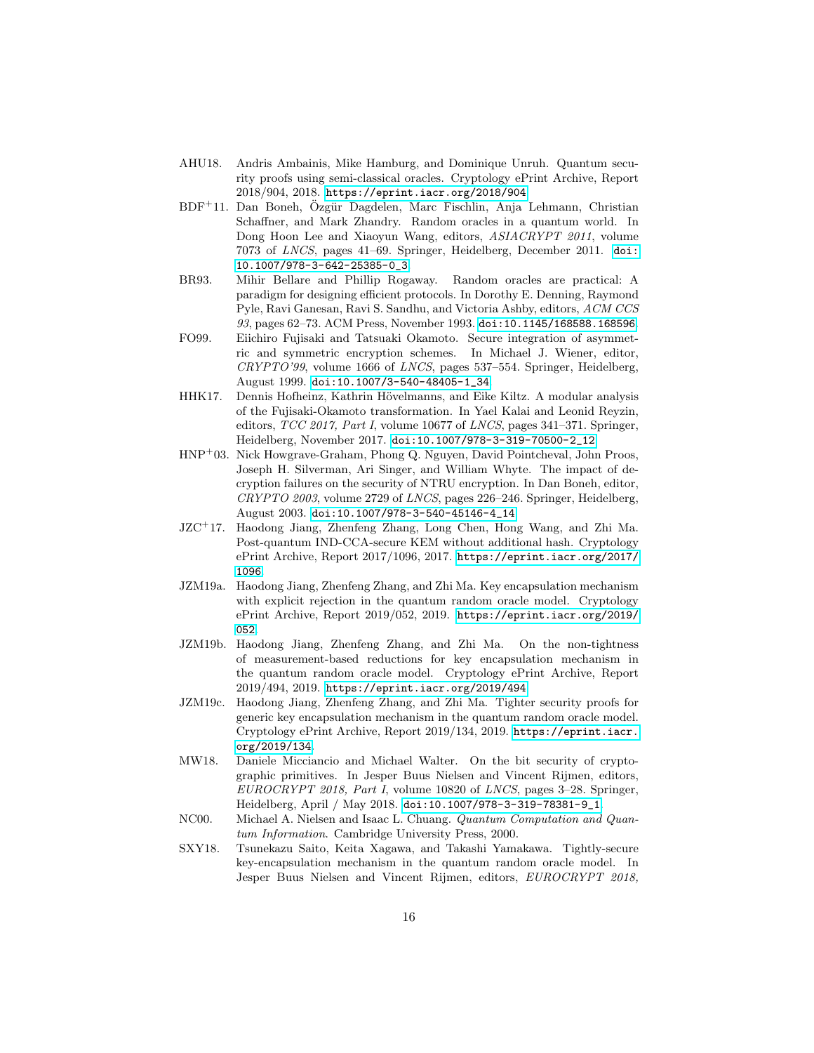- AHU18. Andris Ambainis, Mike Hamburg, and Dominique Unruh. Quantum security proofs using semi-classical oracles. Cryptology ePrint Archive, Report 2018/904, 2018. https://eprint.iacr.org/2018/904.
- BDF+11. Dan Boneh, Özgür Dagdelen, Marc Fischlin, Anja Lehmann, Christian Schaffner, and Mark Zhandry. Random oracles in a quantum world. In Dong Hoon Lee and Xiaoyun Wang, editors, *ASIACRYPT 2011*, volume 7073 of *LNCS*, pages 41–69. Springer, Heidelberg, December 2011. doi:10.1007/978-3-642-25385-0_3.
- BR93. Mihir Bellare and Phillip Rogaway. Random oracles are practical: A paradigm for designing efficient protocols. In Dorothy E. Denning, Raymond Pyle, Ravi Ganesan, Ravi S. Sandhu, and Victoria Ashby, editors, *ACM CCS 93*, pages 62–73. ACM Press, November 1993. doi:10.1145/168588.168596.
- FO99. Eiichiro Fujisaki and Tatsuaki Okamoto. Secure integration of asymmetric and symmetric encryption schemes. In Michael J. Wiener, editor, *CRYPTO'99*, volume 1666 of *LNCS*, pages 537–554. Springer, Heidelberg, August 1999. doi:10.1007/3-540-48405-1_34.
- HHK17. Dennis Hofheinz, Kathrin Hövelmanns, and Eike Kiltz. A modular analysis of the Fujisaki-Okamoto transformation. In Yael Kalai and Leonid Reyzin, editors, *TCC 2017, Part I*, volume 10677 of *LNCS*, pages 341–371. Springer, Heidelberg, November 2017. doi:10.1007/978-3-319-70500-2_12.
- HNP+03. Nick Howgrave-Graham, Phong Q. Nguyen, David Pointcheval, John Proos, Joseph H. Silverman, Ari Singer, and William Whyte. The impact of decryption failures on the security of NTRU encryption. In Dan Boneh, editor, *CRYPTO 2003*, volume 2729 of *LNCS*, pages 226–246. Springer, Heidelberg, August 2003. doi:10.1007/978-3-540-45146-4_14.
- JZC+17. Haodong Jiang, Zhenfeng Zhang, Long Chen, Hong Wang, and Zhi Ma. Post-quantum IND-CCA-secure KEM without additional hash. Cryptology ePrint Archive, Report 2017/1096, 2017. https://eprint.iacr.org/2017/1096.
- JZM19a. Haodong Jiang, Zhenfeng Zhang, and Zhi Ma. Key encapsulation mechanism with explicit rejection in the quantum random oracle model. Cryptology ePrint Archive, Report 2019/052, 2019. https://eprint.iacr.org/2019/052.
- JZM19b. Haodong Jiang, Zhenfeng Zhang, and Zhi Ma. On the non-tightness of measurement-based reductions for key encapsulation mechanism in the quantum random oracle model. Cryptology ePrint Archive, Report 2019/494, 2019. https://eprint.iacr.org/2019/494.
- JZM19c. Haodong Jiang, Zhenfeng Zhang, and Zhi Ma. Tighter security proofs for generic key encapsulation mechanism in the quantum random oracle model. Cryptology ePrint Archive, Report 2019/134, 2019. https://eprint.iacr.org/2019/134.
- MW18. Daniele Micciancio and Michael Walter. On the bit security of cryptographic primitives. In Jesper Buus Nielsen and Vincent Rijmen, editors, *EUROCRYPT 2018, Part I*, volume 10820 of *LNCS*, pages 3–28. Springer, Heidelberg, April / May 2018. doi:10.1007/978-3-319-78381-9_1.
- NC00. Michael A. Nielsen and Isaac L. Chuang. *Quantum Computation and Quantum Information*. Cambridge University Press, 2000.
- SXY18. Tsunekazu Saito, Keita Xagawa, and Takashi Yamakawa. Tightly-secure key-encapsulation mechanism in the quantum random oracle model. In Jesper Buus Nielsen and Vincent Rijmen, editors, *EUROCRYPT 2018,*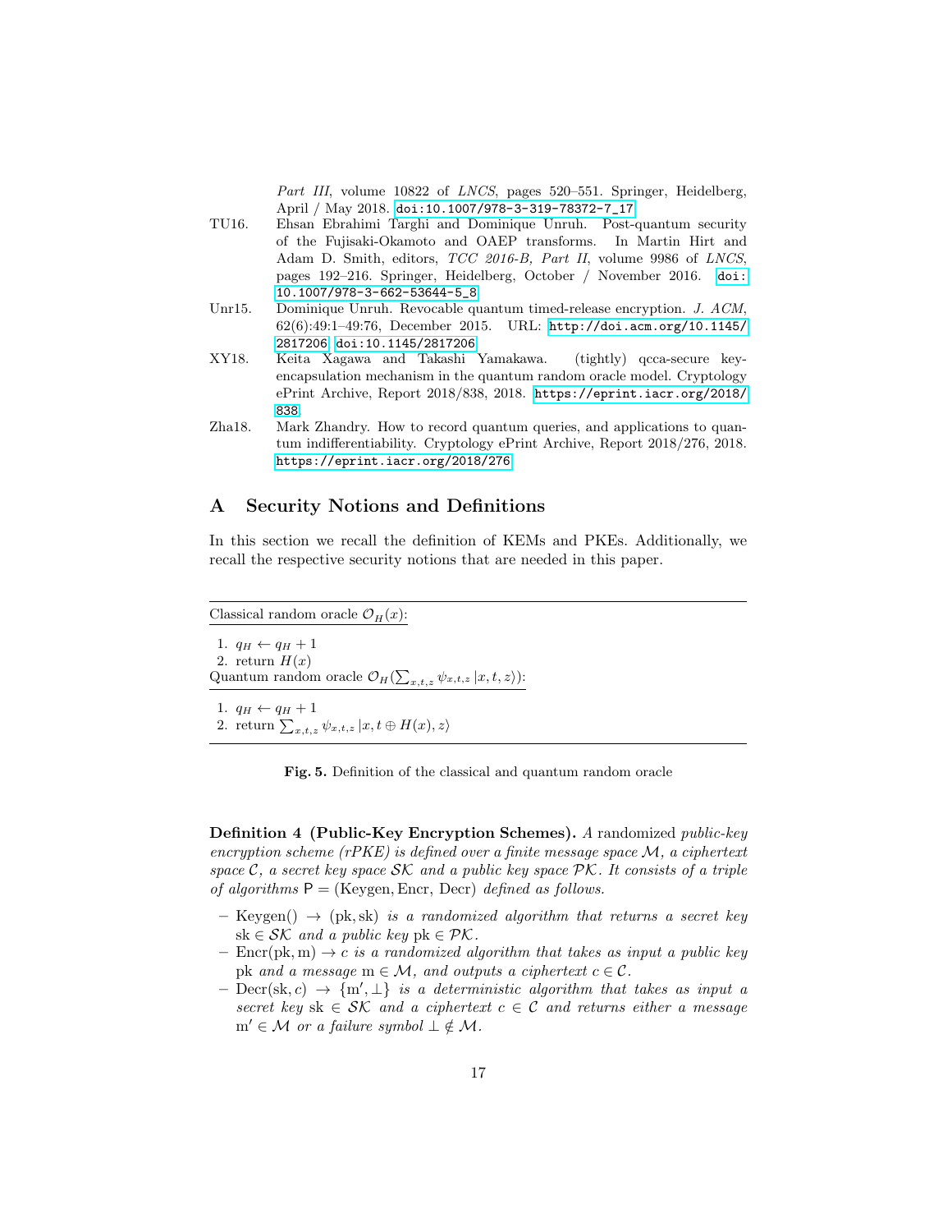*Part III*, volume 10822 of *LNCS*, pages 520–551. Springer, Heidelberg, April / May 2018. doi:10.1007/978-3-319-78372-7_17.

TU16. Ehsan Ebrahimi Targhi and Dominique Unruh. Post-quantum security of the Fujisaki-Okamoto and OAEP transforms. In Martin Hirt and Adam D. Smith, editors, *TCC 2016-B, Part II*, volume 9986 of *LNCS*, pages 192–216. Springer, Heidelberg, October / November 2016. doi:10.1007/978-3-662-53644-5_8.

Unr15. Dominique Unruh. Revocable quantum timed-release encryption. *J. ACM*, 62(6):49:1–49:76, December 2015. URL: http://doi.acm.org/10.1145/2817206, doi:10.1145/2817206.

XY18. Keita Xagawa and Takashi Yamakawa. (tightly) qcca-secure key-encapsulation mechanism in the quantum random oracle model. Cryptology ePrint Archive, Report 2018/838, 2018. https://eprint.iacr.org/2018/838.

Zha18. Mark Zhandry. How to record quantum queries, and applications to quantum indifferentiability. Cryptology ePrint Archive, Report 2018/276, 2018. https://eprint.iacr.org/2018/276.

# A Security Notions and Definitions

In this section we recall the definition of KEMs and PKEs. Additionally, we recall the respective security notions that are needed in this paper.

Classical random oracle $\mathcal{O}_H(x)$:

1. $q_H \leftarrow q_H + 1$
2. return $H(x)$

Quantum random oracle $\mathcal{O}_H(\sum_{x,t,z} \psi_{x,t,z} |x, t, z\rangle)$:

1. $q_H \leftarrow q_H + 1$
2. return $\sum_{x,t,z} \psi_{x,t,z} |x, t \oplus H(x), z\rangle$

**Fig. 5.** Definition of the classical and quantum random oracle

**Definition 4 (Public-Key Encryption Schemes).** *A randomized public-key encryption scheme (rPKE) is defined over a finite message space $\mathcal{M}$, a ciphertext space $\mathcal{C}$, a secret key space $\mathcal{SK}$ and a public key space $\mathcal{PK}$. It consists of a triple of algorithms $\mathsf{P} = (\text{Keygen}, \text{Encr}, \text{Decr})$ defined as follows.*

- $\text{Keygen}() \rightarrow (\text{pk}, \text{sk})$ *is a randomized algorithm that returns a secret key* $\text{sk} \in \mathcal{SK}$ *and a public key* $\text{pk} \in \mathcal{PK}$.
- $\text{Encr}(\text{pk}, \text{m}) \rightarrow c$ *is a randomized algorithm that takes as input a public key* pk *and a message* $\text{m} \in \mathcal{M}$, *and outputs a ciphertext* $c \in \mathcal{C}$.
- $\text{Decr}(\text{sk}, c) \rightarrow \{\text{m}', \perp\}$ *is a deterministic algorithm that takes as input a secret key* $\text{sk} \in \mathcal{SK}$ *and a ciphertext* $c \in \mathcal{C}$ *and returns either a message* $\text{m}' \in \mathcal{M}$ *or a failure symbol* $\perp \notin \mathcal{M}$.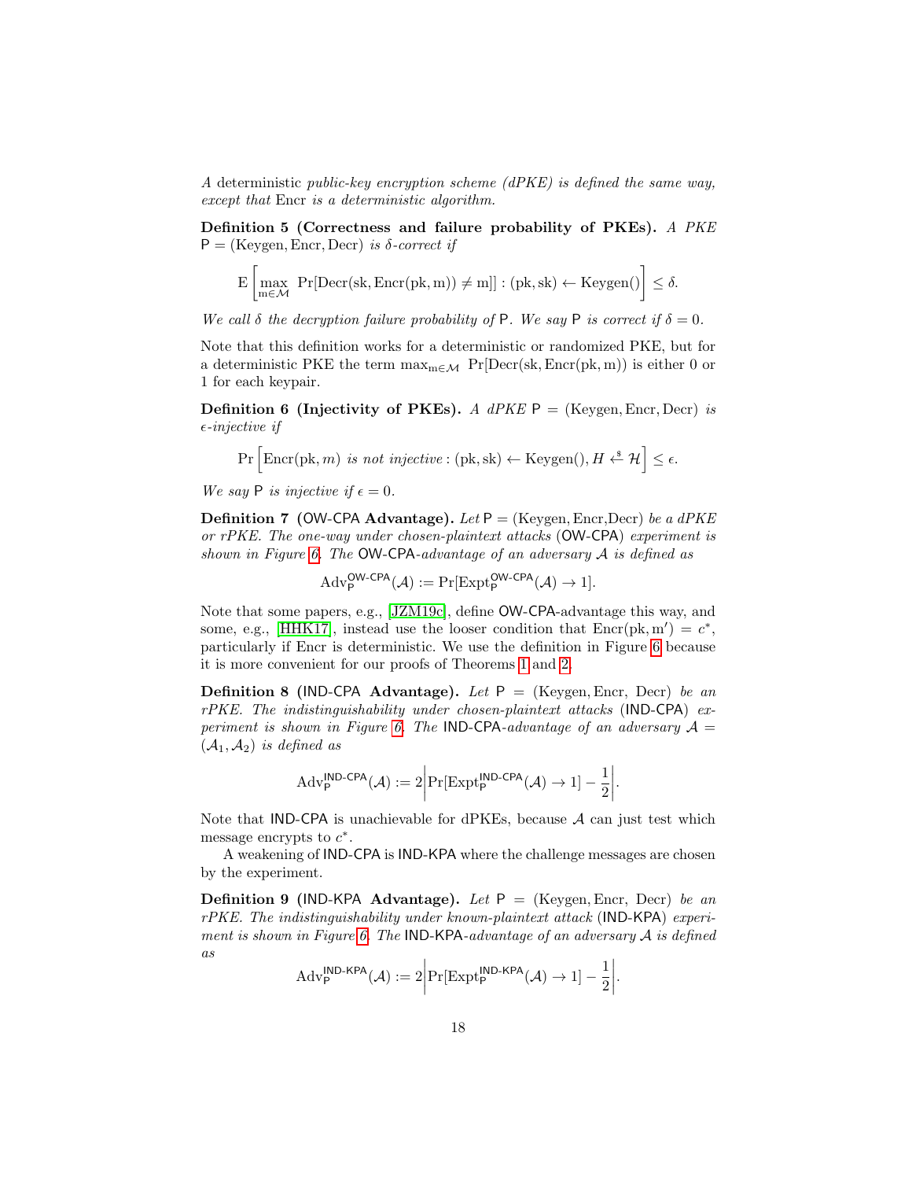*A* deterministic *public-key encryption scheme (dPKE) is defined the same way, except that* Encr *is a deterministic algorithm.*

**Definition 5 (Correctness and failure probability of PKEs).** *A PKE* $\mathsf{P} = (\mathrm{Keygen}, \mathrm{Encr}, \mathrm{Decr})$ *is $\delta$-correct if*

$$\mathrm{E}\left[\max_{\mathrm{m}\in\mathcal{M}} \Pr[\mathrm{Decr}(\mathrm{sk}, \mathrm{Encr}(\mathrm{pk}, \mathrm{m})) \neq \mathrm{m}]] : (\mathrm{pk}, \mathrm{sk}) \leftarrow \mathrm{Keygen}()\right] \leq \delta.$$

*We call $\delta$ the decryption failure probability of* $\mathsf{P}$. *We say* $\mathsf{P}$ *is correct if $\delta = 0$.*

Note that this definition works for a deterministic or randomized PKE, but for a deterministic PKE the term $\max_{\mathrm{m}\in\mathcal{M}} \Pr[\mathrm{Decr}(\mathrm{sk}, \mathrm{Encr}(\mathrm{pk}, \mathrm{m}))$ is either 0 or 1 for each keypair.

**Definition 6 (Injectivity of PKEs).** *A dPKE* $\mathsf{P} = (\mathrm{Keygen}, \mathrm{Encr}, \mathrm{Decr})$ *is $\epsilon$-injective if*

$$\Pr\left[\mathrm{Encr}(\mathrm{pk}, m) \text{ is not injective} : (\mathrm{pk}, \mathrm{sk}) \leftarrow \mathrm{Keygen}(), H \xleftarrow{\$} \mathcal{H}\right] \leq \epsilon.$$

*We say* $\mathsf{P}$ *is injective if $\epsilon = 0$.*

**Definition 7** (OW-CPA **Advantage).** *Let* $\mathsf{P} = (\mathrm{Keygen}, \mathrm{Encr}, \mathrm{Decr})$ *be a dPKE or rPKE. The one-way under chosen-plaintext attacks* (OW-CPA) *experiment is shown in Figure 6. The* OW-CPA*-advantage of an adversary $\mathcal{A}$ is defined as*

$$\mathrm{Adv}_{\mathsf{P}}^{\mathsf{OW\text{-}CPA}}(\mathcal{A}) := \Pr[\mathrm{Expt}_{\mathsf{P}}^{\mathsf{OW\text{-}CPA}}(\mathcal{A}) \rightarrow 1].$$

Note that some papers, e.g., [JZM19c], define OW-CPA-advantage this way, and some, e.g., [HHK17], instead use the looser condition that $\mathrm{Encr}(\mathrm{pk}, \mathrm{m}') = c^*$, particularly if Encr is deterministic. We use the definition in Figure 6 because it is more convenient for our proofs of Theorems 1 and 2.

**Definition 8** (IND-CPA **Advantage).** *Let* $\mathsf{P} = (\mathrm{Keygen}, \mathrm{Encr}, \mathrm{Decr})$ *be an rPKE. The indistinguishability under chosen-plaintext attacks* (IND-CPA) *experiment is shown in Figure 6. The* IND-CPA*-advantage of an adversary $\mathcal{A} = (\mathcal{A}_1, \mathcal{A}_2)$ is defined as*

$$\mathrm{Adv}_{\mathsf{P}}^{\mathsf{IND\text{-}CPA}}(\mathcal{A}) := 2\left|\Pr[\mathrm{Expt}_{\mathsf{P}}^{\mathsf{IND\text{-}CPA}}(\mathcal{A}) \rightarrow 1] - \frac{1}{2}\right|.$$

Note that IND-CPA is unachievable for dPKEs, because $\mathcal{A}$ can just test which message encrypts to $c^*$.

A weakening of IND-CPA is IND-KPA where the challenge messages are chosen by the experiment.

**Definition 9** (IND-KPA **Advantage).** *Let* $\mathsf{P} = (\mathrm{Keygen}, \mathrm{Encr}, \mathrm{Decr})$ *be an rPKE. The indistinguishability under known-plaintext attack* (IND-KPA) *experiment is shown in Figure 6. The* IND-KPA*-advantage of an adversary $\mathcal{A}$ is defined as*

$$\mathrm{Adv}_{\mathsf{P}}^{\mathsf{IND\text{-}KPA}}(\mathcal{A}) := 2\left|\Pr[\mathrm{Expt}_{\mathsf{P}}^{\mathsf{IND\text{-}KPA}}(\mathcal{A}) \rightarrow 1] - \frac{1}{2}\right|.$$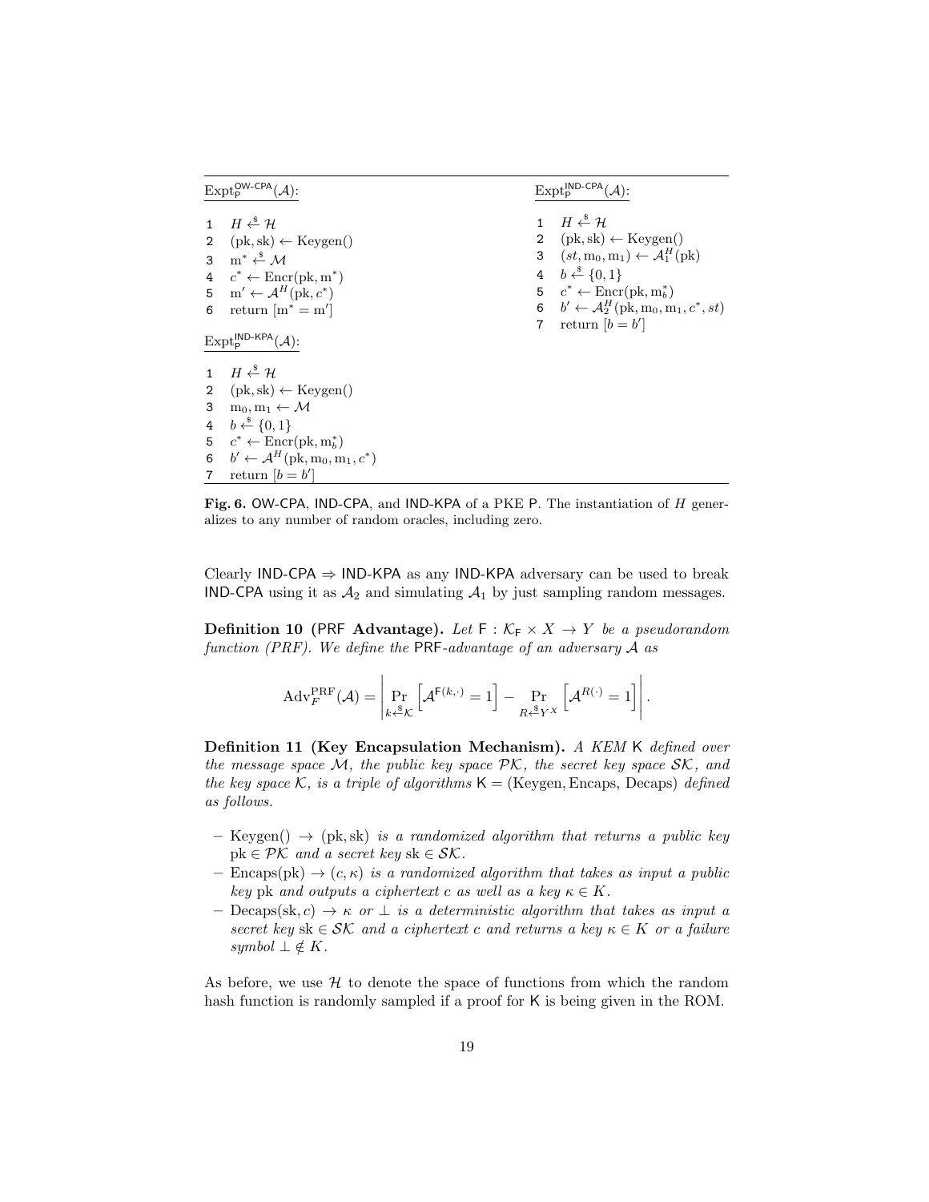$\text{Expt}_{\mathsf{P}}^{\mathsf{OW\text{-}CPA}}(\mathcal{A})$:

```
1  H ←$ 𝓗
2  (pk, sk) ← Keygen()
3  m* ←$ 𝓜
4  c* ← Encr(pk, m*)
5  m' ← 𝓐^H(pk, c*)
6  return [m* = m']
```

$\text{Expt}_{\mathsf{P}}^{\mathsf{IND\text{-}KPA}}(\mathcal{A})$:

```
1  H ←$ 𝓗
2  (pk, sk) ← Keygen()
3  m_0, m_1 ← 𝓜
4  b ←$ {0, 1}
5  c* ← Encr(pk, m*_b)
6  b' ← 𝓐^H(pk, m_0, m_1, c*)
7  return [b = b']
```

$\text{Expt}_{\mathsf{P}}^{\mathsf{IND\text{-}CPA}}(\mathcal{A})$:

```
1  H ←$ 𝓗
2  (pk, sk) ← Keygen()
3  (st, m_0, m_1) ← 𝓐_1^H(pk)
4  b ←$ {0, 1}
5  c* ← Encr(pk, m*_b)
6  b' ← 𝓐_2^H(pk, m_0, m_1, c*, st)
7  return [b = b']
```

**Fig. 6.** OW-CPA, IND-CPA, and IND-KPA of a PKE P. The instantiation of $H$ generalizes to any number of random oracles, including zero.

Clearly IND-CPA $\Rightarrow$ IND-KPA as any IND-KPA adversary can be used to break IND-CPA using it as $\mathcal{A}_2$ and simulating $\mathcal{A}_1$ by just sampling random messages.

**Definition 10 (PRF Advantage).** *Let $\mathsf{F} : \mathcal{K}_{\mathsf{F}} \times X \rightarrow Y$ be a pseudorandom function (PRF). We define the* PRF*-advantage of an adversary $\mathcal{A}$ as*

$$\text{Adv}_F^{\text{PRF}}(\mathcal{A}) = \left| \Pr_{k \xleftarrow{\$} \mathcal{K}} \left[ \mathcal{A}^{\mathsf{F}(k,\cdot)} = 1 \right] - \Pr_{R \xleftarrow{\$} Y^X} \left[ \mathcal{A}^{R(\cdot)} = 1 \right] \right|.$$

**Definition 11 (Key Encapsulation Mechanism).** *A KEM* K *defined over the message space $\mathcal{M}$, the public key space $\mathcal{PK}$, the secret key space $\mathcal{SK}$, and the key space $\mathcal{K}$, is a triple of algorithms $\mathsf{K} = (\text{Keygen}, \text{Encaps}, \text{Decaps})$ defined as follows.*

- $\text{Keygen}() \rightarrow (\text{pk}, \text{sk})$ *is a randomized algorithm that returns a public key $\text{pk} \in \mathcal{PK}$ and a secret key $\text{sk} \in \mathcal{SK}$.*
- $\text{Encaps}(\text{pk}) \rightarrow (c, \kappa)$ *is a randomized algorithm that takes as input a public key* pk *and outputs a ciphertext $c$ as well as a key $\kappa \in K$.*
- $\text{Decaps}(\text{sk}, c) \rightarrow \kappa$ *or* $\perp$ *is a deterministic algorithm that takes as input a secret key $\text{sk} \in \mathcal{SK}$ and a ciphertext $c$ and returns a key $\kappa \in K$ or a failure symbol $\perp \notin K$.*

As before, we use $\mathcal{H}$ to denote the space of functions from which the random hash function is randomly sampled if a proof for K is being given in the ROM.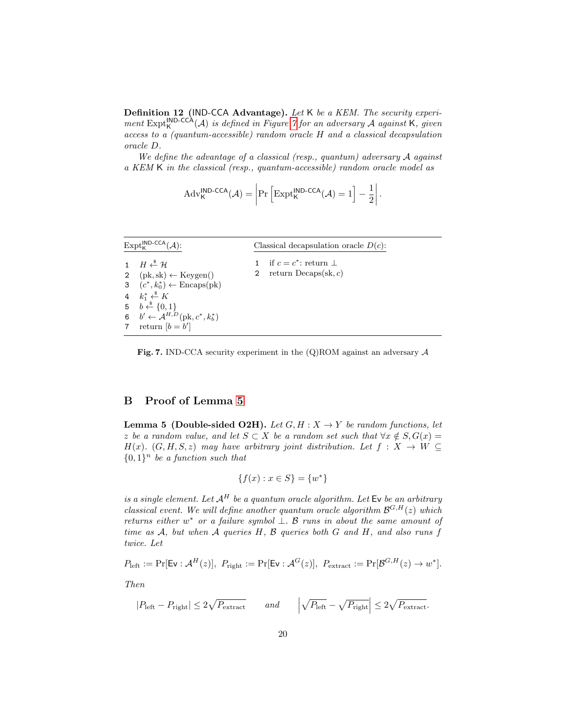**Definition 12 (IND-CCA Advantage).** *Let* $\mathsf{K}$ *be a KEM. The security experiment* $\mathrm{Expt}_{\mathsf{K}}^{\mathsf{IND\text{-}CCA}}(\mathcal{A})$ *is defined in Figure 7 for an adversary* $\mathcal{A}$ *against* $\mathsf{K}$*, given access to a (quantum-accessible) random oracle* $H$ *and a classical decapsulation oracle* $D$*.*

*We define the advantage of a classical (resp., quantum) adversary* $\mathcal{A}$ *against a KEM* $\mathsf{K}$ *in the classical (resp., quantum-accessible) random oracle model as*

$$\mathrm{Adv}_{\mathsf{K}}^{\mathsf{IND\text{-}CCA}}(\mathcal{A}) = \left|\Pr\left[\mathrm{Expt}_{\mathsf{K}}^{\mathsf{IND\text{-}CCA}}(\mathcal{A}) = 1\right] - \frac{1}{2}\right|.$$

| $\mathrm{Expt}_{\mathsf{K}}^{\mathsf{IND\text{-}CCA}}(\mathcal{A})$: | Classical decapsulation oracle $D(c)$: |
|---|---|
| 1 $H \xleftarrow{\$} \mathcal{H}$ | 1 if $c = c^*$: return $\bot$ |
| 2 $(\mathrm{pk}, \mathrm{sk}) \leftarrow \mathrm{Keygen}()$ | 2 return $\mathrm{Decaps}(\mathrm{sk}, c)$ |
| 3 $(c^*, k_0^*) \leftarrow \mathrm{Encaps}(\mathrm{pk})$ | |
| 4 $k_1^* \xleftarrow{\$} K$ | |
| 5 $b \xleftarrow{\$} \{0,1\}$ | |
| 6 $b' \leftarrow \mathcal{A}^{H,D}(\mathrm{pk}, c^*, k_b^*)$ | |
| 7 return $[b = b']$ | |

**Fig. 7.** IND-CCA security experiment in the (Q)ROM against an adversary $\mathcal{A}$

## B Proof of Lemma 5

**Lemma 5 (Double-sided O2H).** *Let* $G, H : X \to Y$ *be random functions, let* $z$ *be a random value, and let* $S \subset X$ *be a random set such that* $\forall x \notin S, G(x) = H(x)$*.* $(G, H, S, z)$ *may have arbitrary joint distribution. Let* $f : X \to W \subseteq \{0,1\}^n$ *be a function such that*

$$\{f(x) : x \in S\} = \{w^*\}$$

*is a single element. Let* $\mathcal{A}^H$ *be a quantum oracle algorithm. Let* $\mathsf{Ev}$ *be an arbitrary classical event. We will define another quantum oracle algorithm* $\mathcal{B}^{G,H}(z)$ *which returns either* $w^*$ *or a failure symbol* $\bot$*.* $\mathcal{B}$ *runs in about the same amount of time as* $\mathcal{A}$*, but when* $\mathcal{A}$ *queries* $H$*,* $\mathcal{B}$ *queries both* $G$ *and* $H$*, and also runs* $f$ *twice. Let*

$$P_{\mathrm{left}} := \Pr[\mathsf{Ev} : \mathcal{A}^H(z)],\ P_{\mathrm{right}} := \Pr[\mathsf{Ev} : \mathcal{A}^G(z)],\ P_{\mathrm{extract}} := \Pr[\mathcal{B}^{G,H}(z) \to w^*].$$

*Then*

$$|P_{\mathrm{left}} - P_{\mathrm{right}}| \le 2\sqrt{P_{\mathrm{extract}}} \qquad \text{and} \qquad \left|\sqrt{P_{\mathrm{left}}} - \sqrt{P_{\mathrm{right}}}\right| \le 2\sqrt{P_{\mathrm{extract}}}.$$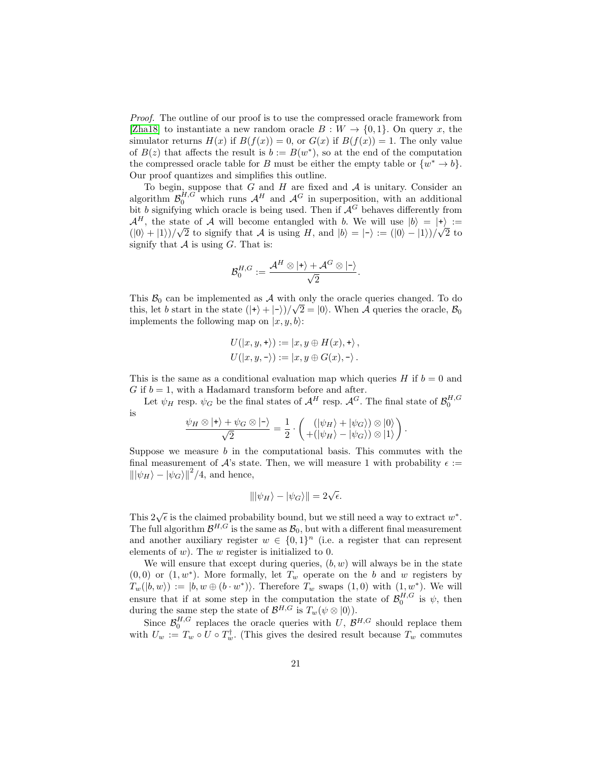*Proof.* The outline of our proof is to use the compressed oracle framework from [Zha18] to instantiate a new random oracle $B : W \to \{0,1\}$. On query $x$, the simulator returns $H(x)$ if $B(f(x)) = 0$, or $G(x)$ if $B(f(x)) = 1$. The only value of $B(z)$ that affects the result is $b := B(w^*)$, so at the end of the computation the compressed oracle table for $B$ must be either the empty table or $\{w^* \to b\}$. Our proof quantizes and simplifies this outline.

To begin, suppose that $G$ and $H$ are fixed and $\mathcal{A}$ is unitary. Consider an algorithm $\mathcal{B}_0^{H,G}$ which runs $\mathcal{A}^H$ and $\mathcal{A}^G$ in superposition, with an additional bit $b$ signifying which oracle is being used. Then if $\mathcal{A}^G$ behaves differently from $\mathcal{A}^H$, the state of $\mathcal{A}$ will become entangled with $b$. We will use $|b\rangle = |{+}\rangle := (|0\rangle + |1\rangle)/\sqrt{2}$ to signify that $\mathcal{A}$ is using $H$, and $|b\rangle = |{-}\rangle := (|0\rangle - |1\rangle)/\sqrt{2}$ to signify that $\mathcal{A}$ is using $G$. That is:

$$\mathcal{B}_0^{H,G} := \frac{\mathcal{A}^H \otimes |{+}\rangle + \mathcal{A}^G \otimes |{-}\rangle}{\sqrt{2}}.$$

This $\mathcal{B}_0$ can be implemented as $\mathcal{A}$ with only the oracle queries changed. To do this, let $b$ start in the state $(|{+}\rangle + |{-}\rangle)/\sqrt{2} = |0\rangle$. When $\mathcal{A}$ queries the oracle, $\mathcal{B}_0$ implements the following map on $|x, y, b\rangle$:

$$U(|x, y, {+}\rangle) := |x, y \oplus H(x), {+}\rangle\,,$$
$$U(|x, y, {-}\rangle) := |x, y \oplus G(x), {-}\rangle\,.$$

This is the same as a conditional evaluation map which queries $H$ if $b = 0$ and $G$ if $b = 1$, with a Hadamard transform before and after.

Let $\psi_H$ resp. $\psi_G$ be the final states of $\mathcal{A}^H$ resp. $\mathcal{A}^G$. The final state of $\mathcal{B}_0^{H,G}$ is

$$\frac{\psi_H \otimes |{+}\rangle + \psi_G \otimes |{-}\rangle}{\sqrt{2}} = \frac{1}{2} \cdot \begin{pmatrix} (|\psi_H\rangle + |\psi_G\rangle) \otimes |0\rangle \\ +(|\psi_H\rangle - |\psi_G\rangle) \otimes |1\rangle \end{pmatrix}.$$

Suppose we measure $b$ in the computational basis. This commutes with the final measurement of $\mathcal{A}$'s state. Then, we will measure 1 with probability $\epsilon := \||\psi_H\rangle - |\psi_G\rangle\|^2/4$, and hence,

$$\||\psi_H\rangle - |\psi_G\rangle\| = 2\sqrt{\epsilon}.$$

This $2\sqrt{\epsilon}$ is the claimed probability bound, but we still need a way to extract $w^*$. The full algorithm $\mathcal{B}^{H,G}$ is the same as $\mathcal{B}_0$, but with a different final measurement and another auxiliary register $w \in \{0,1\}^n$ (i.e. a register that can represent elements of $w$). The $w$ register is initialized to 0.

We will ensure that except during queries, $(b, w)$ will always be in the state $(0, 0)$ or $(1, w^*)$. More formally, let $T_w$ operate on the $b$ and $w$ registers by $T_w(|b, w\rangle) := |b, w \oplus (b \cdot w^*)\rangle$. Therefore $T_w$ swaps $(1, 0)$ with $(1, w^*)$. We will ensure that if at some step in the computation the state of $\mathcal{B}_0^{H,G}$ is $\psi$, then during the same step the state of $\mathcal{B}^{H,G}$ is $T_w(\psi \otimes |0\rangle)$.

Since $\mathcal{B}_0^{H,G}$ replaces the oracle queries with $U$, $\mathcal{B}^{H,G}$ should replace them with $U_w := T_w \circ U \circ T_w^\dagger$. (This gives the desired result because $T_w$ commutes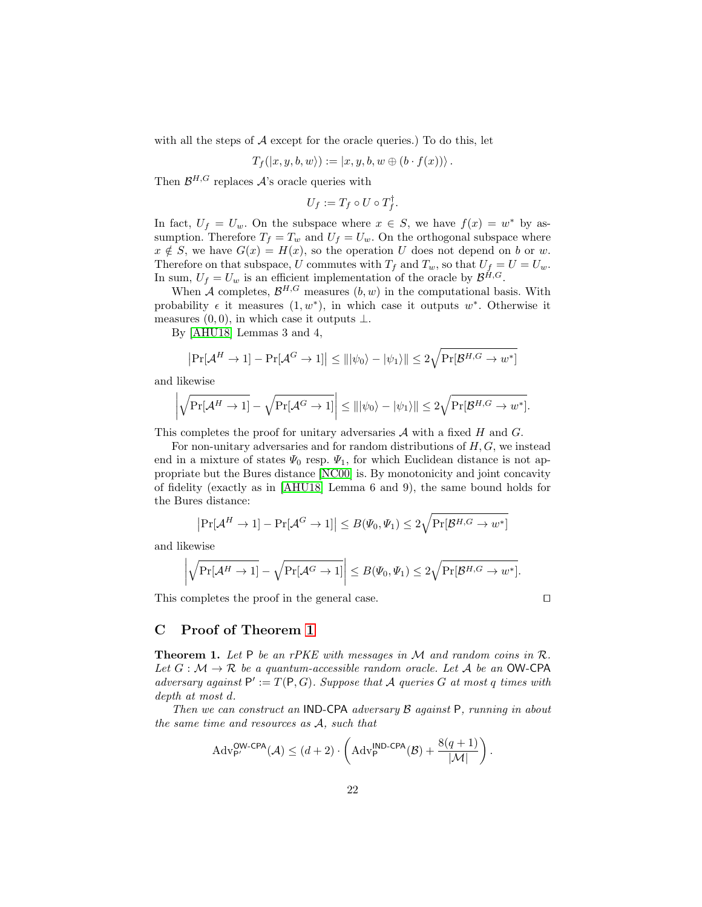with all the steps of $\mathcal{A}$ except for the oracle queries.) To do this, let

$$T_f(|x, y, b, w\rangle) := |x, y, b, w \oplus (b \cdot f(x))\rangle .$$

Then $\mathcal{B}^{H,G}$ replaces $\mathcal{A}$'s oracle queries with

$$U_f := T_f \circ U \circ T_f^\dagger .$$

In fact, $U_f = U_w$. On the subspace where $x \in S$, we have $f(x) = w^*$ by assumption. Therefore $T_f = T_w$ and $U_f = U_w$. On the orthogonal subspace where $x \notin S$, we have $G(x) = H(x)$, so the operation $U$ does not depend on $b$ or $w$. Therefore on that subspace, $U$ commutes with $T_f$ and $T_w$, so that $U_f = U = U_w$. In sum, $U_f = U_w$ is an efficient implementation of the oracle by $\mathcal{B}^{H,G}$.

When $\mathcal{A}$ completes, $\mathcal{B}^{H,G}$ measures $(b, w)$ in the computational basis. With probability $\epsilon$ it measures $(1, w^*)$, in which case it outputs $w^*$. Otherwise it measures $(0, 0)$, in which case it outputs $\bot$.

By [AHU18] Lemmas 3 and 4,

$$\left|\Pr[\mathcal{A}^H \to 1] - \Pr[\mathcal{A}^G \to 1]\right| \le \| |\psi_0\rangle - |\psi_1\rangle \| \le 2\sqrt{\Pr[\mathcal{B}^{H,G} \to w^*]}$$

and likewise

$$\left|\sqrt{\Pr[\mathcal{A}^H \to 1]} - \sqrt{\Pr[\mathcal{A}^G \to 1]}\right| \le \| |\psi_0\rangle - |\psi_1\rangle \| \le 2\sqrt{\Pr[\mathcal{B}^{H,G} \to w^*]}.$$

This completes the proof for unitary adversaries $\mathcal{A}$ with a fixed $H$ and $G$.

For non-unitary adversaries and for random distributions of $H, G$, we instead end in a mixture of states $\Psi_0$ resp. $\Psi_1$, for which Euclidean distance is not appropriate but the Bures distance [NC00] is. By monotonicity and joint concavity of fidelity (exactly as in [AHU18] Lemma 6 and 9), the same bound holds for the Bures distance:

$$\left|\Pr[\mathcal{A}^H \to 1] - \Pr[\mathcal{A}^G \to 1]\right| \le B(\Psi_0, \Psi_1) \le 2\sqrt{\Pr[\mathcal{B}^{H,G} \to w^*]}$$

and likewise

$$\left|\sqrt{\Pr[\mathcal{A}^H \to 1]} - \sqrt{\Pr[\mathcal{A}^G \to 1]}\right| \le B(\Psi_0, \Psi_1) \le 2\sqrt{\Pr[\mathcal{B}^{H,G} \to w^*]}.$$

This completes the proof in the general case. □

## C Proof of Theorem 1

**Theorem 1.** *Let* $\mathsf{P}$ *be an rPKE with messages in* $\mathcal{M}$ *and random coins in* $\mathcal{R}$*. Let* $G : \mathcal{M} \to \mathcal{R}$ *be a quantum-accessible random oracle. Let* $\mathcal{A}$ *be an* $\mathsf{OW\text{-}CPA}$ *adversary against* $\mathsf{P}' := T(\mathsf{P}, G)$*. Suppose that* $\mathcal{A}$ *queries* $G$ *at most* $q$ *times with depth at most* $d$*.*

*Then we can construct an* $\mathsf{IND\text{-}CPA}$ *adversary* $\mathcal{B}$ *against* $\mathsf{P}$*, running in about the same time and resources as* $\mathcal{A}$*, such that*

$$\mathrm{Adv}_{\mathsf{P}'}^{\mathsf{OW\text{-}CPA}}(\mathcal{A}) \le (d + 2) \cdot \left( \mathrm{Adv}_{\mathsf{P}}^{\mathsf{IND\text{-}CPA}}(\mathcal{B}) + \frac{8(q + 1)}{|\mathcal{M}|} \right).$$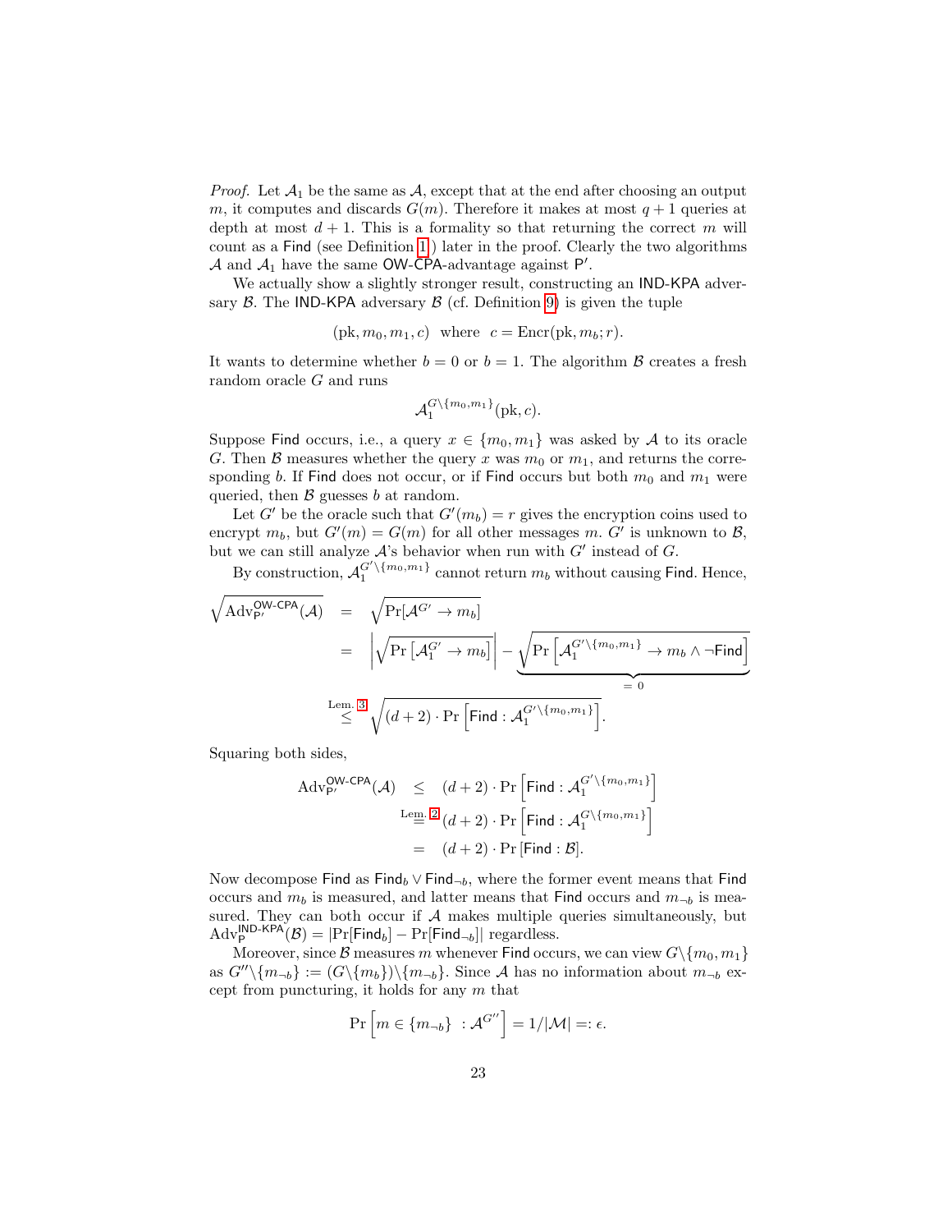*Proof.* Let $\mathcal{A}_1$ be the same as $\mathcal{A}$, except that at the end after choosing an output $m$, it computes and discards $G(m)$. Therefore it makes at most $q+1$ queries at depth at most $d+1$. This is a formality so that returning the correct $m$ will count as a $\mathsf{Find}$ (see Definition 1) later in the proof. Clearly the two algorithms $\mathcal{A}$ and $\mathcal{A}_1$ have the same $\mathsf{OW\text{-}CPA}$-advantage against $\mathsf{P}'$.

We actually show a slightly stronger result, constructing an $\mathsf{IND\text{-}KPA}$ adversary $\mathcal{B}$. The $\mathsf{IND\text{-}KPA}$ adversary $\mathcal{B}$ (cf. Definition 9) is given the tuple

$$(\mathrm{pk}, m_0, m_1, c) \quad \text{where} \quad c = \mathrm{Encr}(\mathrm{pk}, m_b; r).$$

It wants to determine whether $b=0$ or $b=1$. The algorithm $\mathcal{B}$ creates a fresh random oracle $G$ and runs

$$\mathcal{A}_1^{G\setminus\{m_0,m_1\}}(\mathrm{pk}, c).$$

Suppose $\mathsf{Find}$ occurs, i.e., a query $x \in \{m_0, m_1\}$ was asked by $\mathcal{A}$ to its oracle $G$. Then $\mathcal{B}$ measures whether the query $x$ was $m_0$ or $m_1$, and returns the corresponding $b$. If $\mathsf{Find}$ does not occur, or if $\mathsf{Find}$ occurs but both $m_0$ and $m_1$ were queried, then $\mathcal{B}$ guesses $b$ at random.

Let $G'$ be the oracle such that $G'(m_b) = r$ gives the encryption coins used to encrypt $m_b$, but $G'(m) = G(m)$ for all other messages $m$. $G'$ is unknown to $\mathcal{B}$, but we can still analyze $\mathcal{A}$'s behavior when run with $G'$ instead of $G$.

By construction, $\mathcal{A}_1^{G'\setminus\{m_0,m_1\}}$ cannot return $m_b$ without causing $\mathsf{Find}$. Hence,

$$\begin{aligned}
\sqrt{\mathrm{Adv}_{\mathsf{P}'}^{\mathsf{OW\text{-}CPA}}(\mathcal{A})} &= \sqrt{\Pr[\mathcal{A}^{G'} \to m_b]} \\
&= \left|\sqrt{\Pr\left[\mathcal{A}_1^{G'} \to m_b\right]}\right| - \underbrace{\sqrt{\Pr\left[\mathcal{A}_1^{G'\setminus\{m_0,m_1\}} \to m_b \wedge \neg\mathsf{Find}\right]}}_{=\,0} \\
&\overset{\text{Lem. 3}}{\leq} \sqrt{(d+2)\cdot \Pr\left[\mathsf{Find} : \mathcal{A}_1^{G'\setminus\{m_0,m_1\}}\right]}.
\end{aligned}$$

Squaring both sides,

$$\begin{aligned}
\mathrm{Adv}_{\mathsf{P}'}^{\mathsf{OW\text{-}CPA}}(\mathcal{A}) &\leq (d+2)\cdot \Pr\left[\mathsf{Find} : \mathcal{A}_1^{G'\setminus\{m_0,m_1\}}\right] \\
&\overset{\text{Lem. 2}}{=} (d+2)\cdot \Pr\left[\mathsf{Find} : \mathcal{A}_1^{G\setminus\{m_0,m_1\}}\right] \\
&= (d+2)\cdot \Pr\left[\mathsf{Find} : \mathcal{B}\right].
\end{aligned}$$

Now decompose $\mathsf{Find}$ as $\mathsf{Find}_b \vee \mathsf{Find}_{\neg b}$, where the former event means that $\mathsf{Find}$ occurs and $m_b$ is measured, and latter means that $\mathsf{Find}$ occurs and $m_{\neg b}$ is measured. They can both occur if $\mathcal{A}$ makes multiple queries simultaneously, but $\mathrm{Adv}_{\mathsf{P}}^{\mathsf{IND\text{-}KPA}}(\mathcal{B}) = |\Pr[\mathsf{Find}_b] - \Pr[\mathsf{Find}_{\neg b}]|$ regardless.

Moreover, since $\mathcal{B}$ measures $m$ whenever $\mathsf{Find}$ occurs, we can view $G\setminus\{m_0, m_1\}$ as $G''\setminus\{m_{\neg b}\} := (G\setminus\{m_b\})\setminus\{m_{\neg b}\}$. Since $\mathcal{A}$ has no information about $m_{\neg b}$ except from puncturing, it holds for any $m$ that

$$\Pr\left[m \in \{m_{\neg b}\} \; : \mathcal{A}^{G''}\right] = 1/|\mathcal{M}| =: \epsilon.$$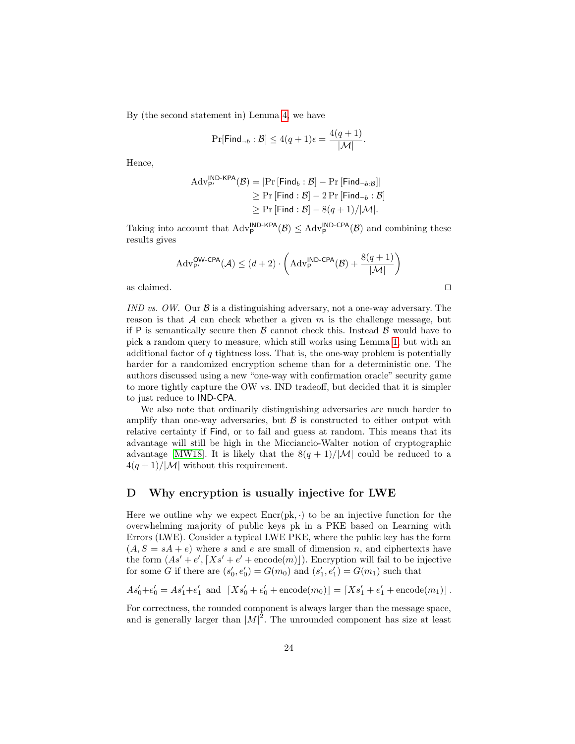By (the second statement in) Lemma 4, we have

$$\Pr[\mathsf{Find}_{\neg b} : \mathcal{B}] \leq 4(q+1)\epsilon = \frac{4(q+1)}{|\mathcal{M}|}.$$

Hence,

$$\begin{aligned}
\mathrm{Adv}_{\mathsf{P}'}^{\mathsf{IND\text{-}KPA}}(\mathcal{B}) &= |\Pr[\mathsf{Find}_b : \mathcal{B}] - \Pr[\mathsf{Find}_{\neg b : \mathcal{B}}]| \\
&\geq \Pr[\mathsf{Find} : \mathcal{B}] - 2\Pr[\mathsf{Find}_{\neg b} : \mathcal{B}] \\
&\geq \Pr[\mathsf{Find} : \mathcal{B}] - 8(q+1)/|\mathcal{M}|.
\end{aligned}$$

Taking into account that $\mathrm{Adv}_{\mathsf{P}}^{\mathsf{IND\text{-}KPA}}(\mathcal{B}) \leq \mathrm{Adv}_{\mathsf{P}}^{\mathsf{IND\text{-}CPA}}(\mathcal{B})$ and combining these results gives

$$\mathrm{Adv}_{\mathsf{P}'}^{\mathsf{OW\text{-}CPA}}(\mathcal{A}) \leq (d+2) \cdot \left( \mathrm{Adv}_{\mathsf{P}}^{\mathsf{IND\text{-}CPA}}(\mathcal{B}) + \frac{8(q+1)}{|\mathcal{M}|} \right)$$

as claimed. ◻

*IND vs. OW.* Our $\mathcal{B}$ is a distinguishing adversary, not a one-way adversary. The reason is that $\mathcal{A}$ can check whether a given $m$ is the challenge message, but if $\mathsf{P}$ is semantically secure then $\mathcal{B}$ cannot check this. Instead $\mathcal{B}$ would have to pick a random query to measure, which still works using Lemma 1, but with an additional factor of $q$ tightness loss. That is, the one-way problem is potentially harder for a randomized encryption scheme than for a deterministic one. The authors discussed using a new "one-way with confirmation oracle" security game to more tightly capture the OW vs. IND tradeoff, but decided that it is simpler to just reduce to $\mathsf{IND\text{-}CPA}$.

We also note that ordinarily distinguishing adversaries are much harder to amplify than one-way adversaries, but $\mathcal{B}$ is constructed to either output with relative certainty if $\mathsf{Find}$, or to fail and guess at random. This means that its advantage will still be high in the Micciancio-Walter notion of cryptographic advantage [MW18]. It is likely that the $8(q+1)/|\mathcal{M}|$ could be reduced to a $4(q+1)/|\mathcal{M}|$ without this requirement.

## D Why encryption is usually injective for LWE

Here we outline why we expect $\mathrm{Encr}(\mathrm{pk}, \cdot)$ to be an injective function for the overwhelming majority of public keys pk in a PKE based on Learning with Errors (LWE). Consider a typical LWE PKE, where the public key has the form $(A, S = sA + e)$ where $s$ and $e$ are small of dimension $n$, and ciphertexts have the form $(As' + e', \lceil Xs' + e' + \mathrm{encode}(m) \rfloor)$. Encryption will fail to be injective for some $G$ if there are $(s_0', e_0') = G(m_0)$ and $(s_1', e_1') = G(m_1)$ such that

$$As_0' + e_0' = As_1' + e_1' \text{ and } \lceil Xs_0' + e_0' + \mathrm{encode}(m_0) \rfloor = \lceil Xs_1' + e_1' + \mathrm{encode}(m_1) \rfloor.$$

For correctness, the rounded component is always larger than the message space, and is generally larger than $|M|^2$. The unrounded component has size at least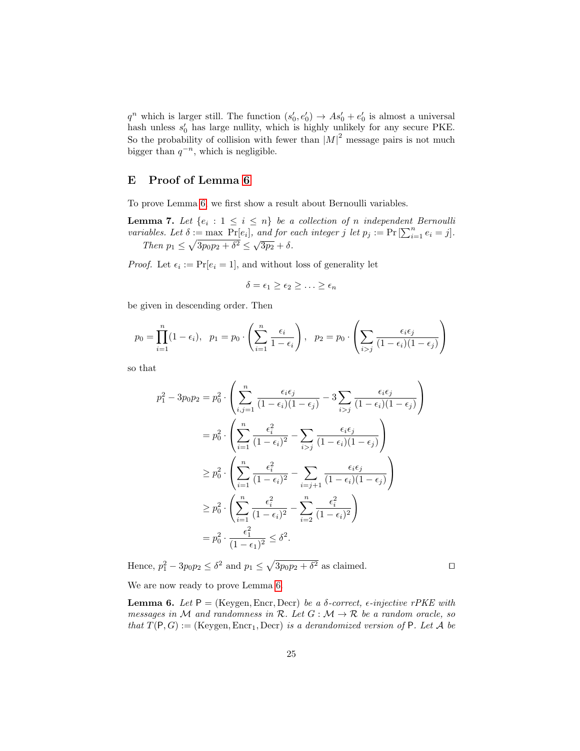$q^n$ which is larger still. The function $(s'_0, e'_0) \to As'_0 + e'_0$ is almost a universal hash unless $s'_0$ has large nullity, which is highly unlikely for any secure PKE. So the probability of collision with fewer than $|M|^2$ message pairs is not much bigger than $q^{-n}$, which is negligible.

## E Proof of Lemma 6

To prove Lemma 6, we first show a result about Bernoulli variables.

**Lemma 7.** *Let $\{e_i : 1 \le i \le n\}$ be a collection of $n$ independent Bernoulli variables. Let $\delta := \max \Pr[e_i]$, and for each integer $j$ let $p_j := \Pr\left[\sum_{i=1}^n e_i = j\right]$. Then $p_1 \le \sqrt{3p_0p_2 + \delta^2} \le \sqrt{3p_2} + \delta$.*

*Proof.* Let $\epsilon_i := \Pr[e_i = 1]$, and without loss of generality let

$$\delta = \epsilon_1 \ge \epsilon_2 \ge \ldots \ge \epsilon_n$$

be given in descending order. Then

$$p_0 = \prod_{i=1}^n (1-\epsilon_i), \quad p_1 = p_0 \cdot \left(\sum_{i=1}^n \frac{\epsilon_i}{1-\epsilon_i}\right), \quad p_2 = p_0 \cdot \left(\sum_{i>j} \frac{\epsilon_i \epsilon_j}{(1-\epsilon_i)(1-\epsilon_j)}\right)$$

so that

$$\begin{aligned}
p_1^2 - 3p_0p_2 &= p_0^2 \cdot \left(\sum_{i,j=1}^n \frac{\epsilon_i\epsilon_j}{(1-\epsilon_i)(1-\epsilon_j)} - 3\sum_{i>j} \frac{\epsilon_i\epsilon_j}{(1-\epsilon_i)(1-\epsilon_j)}\right) \\
&= p_0^2 \cdot \left(\sum_{i=1}^n \frac{\epsilon_i^2}{(1-\epsilon_i)^2} - \sum_{i>j} \frac{\epsilon_i\epsilon_j}{(1-\epsilon_i)(1-\epsilon_j)}\right) \\
&\ge p_0^2 \cdot \left(\sum_{i=1}^n \frac{\epsilon_i^2}{(1-\epsilon_i)^2} - \sum_{i=j+1}^n \frac{\epsilon_i\epsilon_j}{(1-\epsilon_i)(1-\epsilon_j)}\right) \\
&\ge p_0^2 \cdot \left(\sum_{i=1}^n \frac{\epsilon_i^2}{(1-\epsilon_i)^2} - \sum_{i=2}^n \frac{\epsilon_i^2}{(1-\epsilon_i)^2}\right) \\
&= p_0^2 \cdot \frac{\epsilon_1^2}{(1-\epsilon_1)^2} \le \delta^2.
\end{aligned}$$

Hence, $p_1^2 - 3p_0p_2 \le \delta^2$ and $p_1 \le \sqrt{3p_0p_2 + \delta^2}$ as claimed. ◻

We are now ready to prove Lemma 6.

**Lemma 6.** *Let $\mathsf{P} = (\text{Keygen}, \text{Encr}, \text{Decr})$ be a $\delta$-correct, $\epsilon$-injective rPKE with messages in $\mathcal{M}$ and randomness in $\mathcal{R}$. Let $G : \mathcal{M} \to \mathcal{R}$ be a random oracle, so that $T(\mathsf{P}, G) := (\text{Keygen}, \text{Encr}_1, \text{Decr})$ is a derandomized version of $\mathsf{P}$. Let $\mathcal{A}$ be*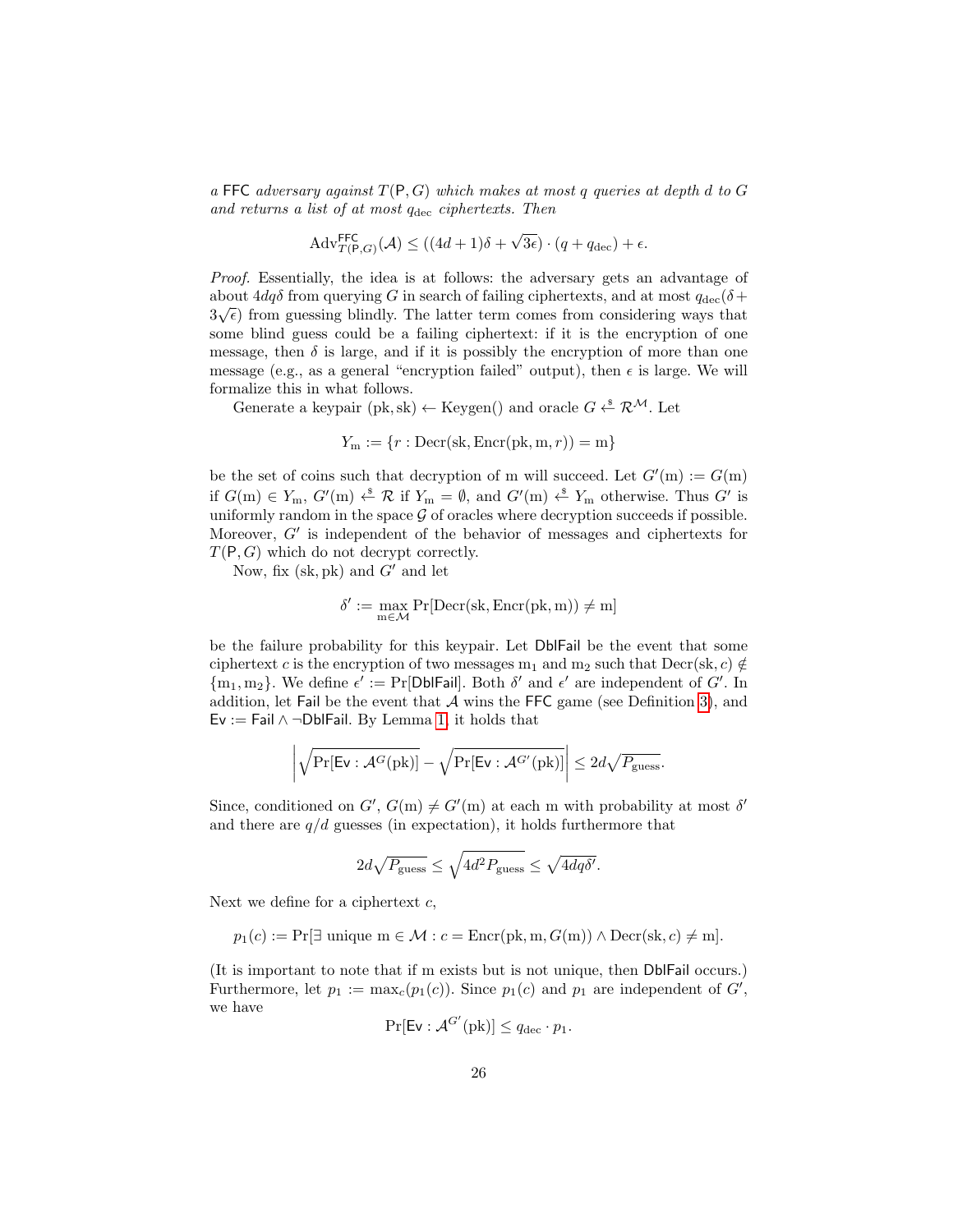*a* FFC *adversary against* $T(\mathsf{P}, G)$ *which makes at most* $q$ *queries at depth* $d$ *to* $G$ *and returns a list of at most* $q_{\text{dec}}$ *ciphertexts. Then*

$$\text{Adv}^{\mathsf{FFC}}_{T(\mathsf{P},G)}(\mathcal{A}) \leq ((4d+1)\delta + \sqrt{3\epsilon}) \cdot (q + q_{\text{dec}}) + \epsilon.$$

*Proof.* Essentially, the idea is at follows: the adversary gets an advantage of about $4dq\delta$ from querying $G$ in search of failing ciphertexts, and at most $q_{\text{dec}}(\delta + 3\sqrt{\epsilon})$ from guessing blindly. The latter term comes from considering ways that some blind guess could be a failing ciphertext: if it is the encryption of one message, then $\delta$ is large, and if it is possibly the encryption of more than one message (e.g., as a general "encryption failed" output), then $\epsilon$ is large. We will formalize this in what follows.

Generate a keypair $(\text{pk}, \text{sk}) \leftarrow \text{Keygen}()$ and oracle $G \overset{\$}{\leftarrow} \mathcal{R}^{\mathcal{M}}$. Let

$$Y_{\text{m}} := \{r : \text{Decr}(\text{sk}, \text{Encr}(\text{pk}, \text{m}, r)) = \text{m}\}$$

be the set of coins such that decryption of m will succeed. Let $G'(\text{m}) := G(\text{m})$ if $G(\text{m}) \in Y_{\text{m}}$, $G'(\text{m}) \overset{\$}{\leftarrow} \mathcal{R}$ if $Y_{\text{m}} = \emptyset$, and $G'(\text{m}) \overset{\$}{\leftarrow} Y_{\text{m}}$ otherwise. Thus $G'$ is uniformly random in the space $\mathcal{G}$ of oracles where decryption succeeds if possible. Moreover, $G'$ is independent of the behavior of messages and ciphertexts for $T(\mathsf{P}, G)$ which do not decrypt correctly.

Now, fix $(\text{sk}, \text{pk})$ and $G'$ and let

$$\delta' := \max_{\text{m} \in \mathcal{M}} \Pr[\text{Decr}(\text{sk}, \text{Encr}(\text{pk}, \text{m})) \neq \text{m}]$$

be the failure probability for this keypair. Let $\mathsf{DblFail}$ be the event that some ciphertext $c$ is the encryption of two messages $\text{m}_1$ and $\text{m}_2$ such that $\text{Decr}(\text{sk}, c) \notin \{\text{m}_1, \text{m}_2\}$. We define $\epsilon' := \Pr[\mathsf{DblFail}]$. Both $\delta'$ and $\epsilon'$ are independent of $G'$. In addition, let $\mathsf{Fail}$ be the event that $\mathcal{A}$ wins the FFC game (see Definition 3), and $\mathsf{Ev} := \mathsf{Fail} \wedge \neg\mathsf{DblFail}$. By Lemma 1, it holds that

$$\left| \sqrt{\Pr[\mathsf{Ev} : \mathcal{A}^{G}(\text{pk})]} - \sqrt{\Pr[\mathsf{Ev} : \mathcal{A}^{G'}(\text{pk})]} \right| \leq 2d\sqrt{P_{\text{guess}}}.$$

Since, conditioned on $G'$, $G(\text{m}) \neq G'(\text{m})$ at each m with probability at most $\delta'$ and there are $q/d$ guesses (in expectation), it holds furthermore that

$$2d\sqrt{P_{\text{guess}}} \leq \sqrt{4d^2 P_{\text{guess}}} \leq \sqrt{4dq\delta'}.$$

Next we define for a ciphertext $c$,

$$p_1(c) := \Pr[\exists \text{ unique m} \in \mathcal{M} : c = \text{Encr}(\text{pk}, \text{m}, G(\text{m})) \wedge \text{Decr}(\text{sk}, c) \neq \text{m}].$$

(It is important to note that if m exists but is not unique, then $\mathsf{DblFail}$ occurs.) Furthermore, let $p_1 := \max_c(p_1(c))$. Since $p_1(c)$ and $p_1$ are independent of $G'$, we have

$$\Pr[\mathsf{Ev} : \mathcal{A}^{G'}(\text{pk})] \leq q_{\text{dec}} \cdot p_1.$$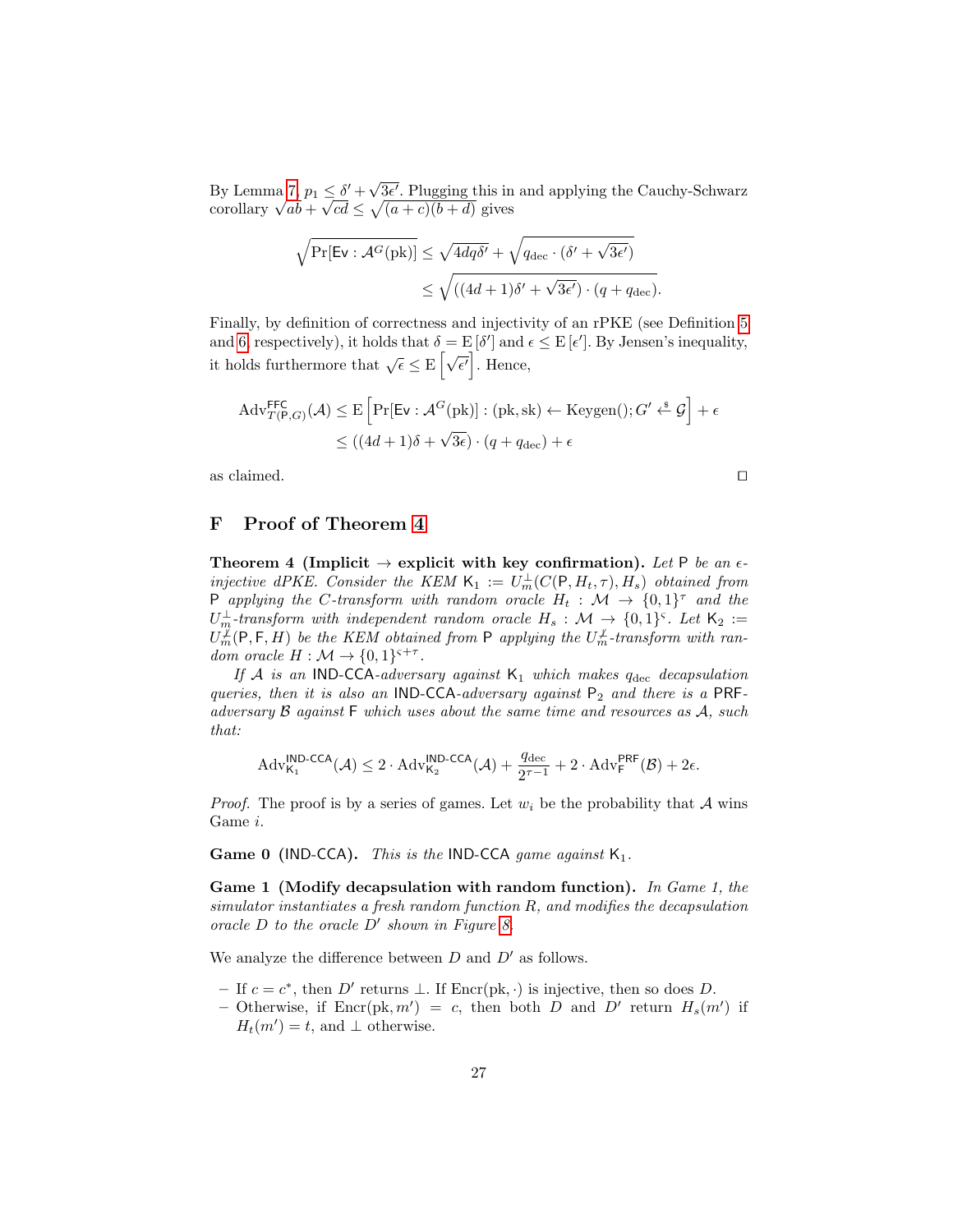By Lemma 7, $p_1 \leq \delta' + \sqrt{3\epsilon'}$. Plugging this in and applying the Cauchy-Schwarz corollary $\sqrt{ab} + \sqrt{cd} \leq \sqrt{(a+c)(b+d)}$ gives

$$\sqrt{\Pr[\mathsf{Ev} : \mathcal{A}^G(\mathrm{pk})]} \leq \sqrt{4dq\delta'} + \sqrt{q_{\mathrm{dec}} \cdot (\delta' + \sqrt{3\epsilon'})}$$
$$\leq \sqrt{((4d+1)\delta' + \sqrt{3\epsilon'}) \cdot (q + q_{\mathrm{dec}})}.$$

Finally, by definition of correctness and injectivity of an rPKE (see Definition 5 and 6, respectively), it holds that $\delta = \mathrm{E}[\delta']$ and $\epsilon \leq \mathrm{E}[\epsilon']$. By Jensen's inequality, it holds furthermore that $\sqrt{\epsilon} \leq \mathrm{E}\left[\sqrt{\epsilon'}\right]$. Hence,

$$\mathrm{Adv}^{\mathsf{FFC}}_{T(\mathsf{P},G)}(\mathcal{A}) \leq \mathrm{E}\left[\Pr[\mathsf{Ev} : \mathcal{A}^G(\mathrm{pk})] : (\mathrm{pk}, \mathrm{sk}) \leftarrow \mathrm{Keygen}(); G' \xleftarrow{\$} \mathcal{G}\right] + \epsilon$$
$$\leq ((4d+1)\delta + \sqrt{3\epsilon}) \cdot (q + q_{\mathrm{dec}}) + \epsilon$$

as claimed. □

## F Proof of Theorem 4

**Theorem 4 (Implicit → explicit with key confirmation).** *Let* $\mathsf{P}$ *be an* $\epsilon$*-injective dPKE. Consider the KEM* $\mathsf{K}_1 := U^{\perp}_m(C(\mathsf{P}, H_t, \tau), H_s)$ *obtained from* $\mathsf{P}$ *applying the* $C$*-transform with random oracle* $H_t : \mathcal{M} \to \{0,1\}^\tau$ *and the* $U^{\perp}_m$*-transform with independent random oracle* $H_s : \mathcal{M} \to \{0,1\}^\varsigma$*. Let* $\mathsf{K}_2 := U^{\not\perp}_m(\mathsf{P}, \mathsf{F}, H)$ *be the KEM obtained from* $\mathsf{P}$ *applying the* $U^{\not\perp}_m$*-transform with random oracle* $H : \mathcal{M} \to \{0,1\}^{\varsigma+\tau}$.

*If* $\mathcal{A}$ *is an* IND-CCA*-adversary against* $\mathsf{K}_1$ *which makes* $q_{\mathrm{dec}}$ *decapsulation queries, then it is also an* IND-CCA*-adversary against* $\mathsf{P}_2$ *and there is a* PRF*-adversary* $\mathcal{B}$ *against* $\mathsf{F}$ *which uses about the same time and resources as* $\mathcal{A}$*, such that:*

$$\mathrm{Adv}^{\mathsf{IND\text{-}CCA}}_{\mathsf{K}_1}(\mathcal{A}) \leq 2 \cdot \mathrm{Adv}^{\mathsf{IND\text{-}CCA}}_{\mathsf{K}_2}(\mathcal{A}) + \frac{q_{\mathrm{dec}}}{2^{\tau-1}} + 2 \cdot \mathrm{Adv}^{\mathsf{PRF}}_{\mathsf{F}}(\mathcal{B}) + 2\epsilon.$$

*Proof.* The proof is by a series of games. Let $w_i$ be the probability that $\mathcal{A}$ wins Game $i$.

**Game 0** (IND-CCA)**.** *This is the* IND-CCA *game against* $\mathsf{K}_1$.

**Game 1 (Modify decapsulation with random function).** *In Game 1, the simulator instantiates a fresh random function* $R$*, and modifies the decapsulation oracle* $D$ *to the oracle* $D'$ *shown in Figure 8.*

We analyze the difference between $D$ and $D'$ as follows.

- If $c = c^*$, then $D'$ returns $\perp$. If $\mathrm{Encr}(\mathrm{pk}, \cdot)$ is injective, then so does $D$.
- Otherwise, if $\mathrm{Encr}(\mathrm{pk}, m') = c$, then both $D$ and $D'$ return $H_s(m')$ if $H_t(m') = t$, and $\perp$ otherwise.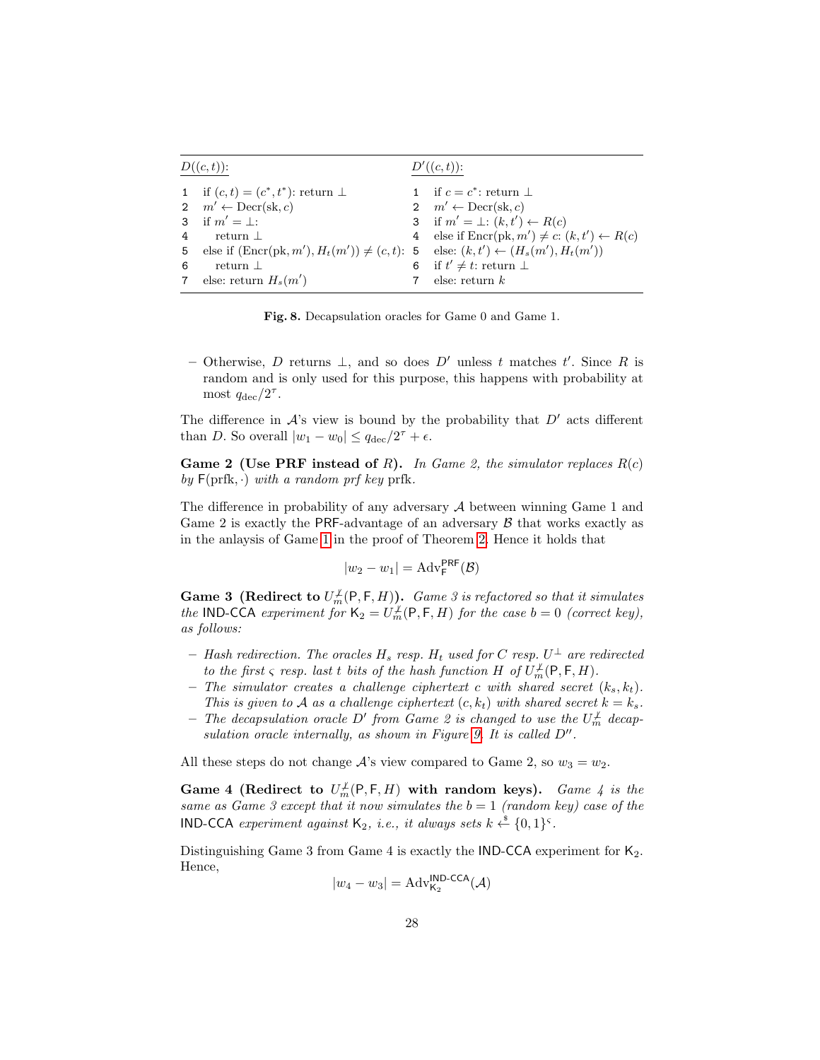| $D((c,t))$: | $D'((c,t))$: |
|---|---|
| 1 if $(c,t) = (c^*, t^*)$: return $\bot$ | 1 if $c = c^*$: return $\bot$ |
| 2 $m' \leftarrow \text{Decr}(\text{sk}, c)$ | 2 $m' \leftarrow \text{Decr}(\text{sk}, c)$ |
| 3 if $m' = \bot$: | 3 if $m' = \bot$: $(k, t') \leftarrow R(c)$ |
| 4 return $\bot$ | 4 else if $\text{Encr}(\text{pk}, m') \neq c$: $(k, t') \leftarrow R(c)$ |
| 5 else if $(\text{Encr}(\text{pk}, m'), H_t(m')) \neq (c, t)$: | 5 else: $(k, t') \leftarrow (H_s(m'), H_t(m'))$ |
| 6 return $\bot$ | 6 if $t' \neq t$: return $\bot$ |
| 7 else: return $H_s(m')$ | 7 else: return $k$ |

**Fig. 8.** Decapsulation oracles for Game 0 and Game 1.

– Otherwise, $D$ returns $\bot$, and so does $D'$ unless $t$ matches $t'$. Since $R$ is random and is only used for this purpose, this happens with probability at most $q_{\text{dec}}/2^\tau$.

The difference in $\mathcal{A}$'s view is bound by the probability that $D'$ acts different than $D$. So overall $|w_1 - w_0| \leq q_{\text{dec}}/2^\tau + \epsilon$.

**Game 2 (Use PRF instead of $R$).** *In Game 2, the simulator replaces $R(c)$ by $\mathsf{F}(\text{prfk}, \cdot)$ with a random prf key* prfk.

The difference in probability of any adversary $\mathcal{A}$ between winning Game 1 and Game 2 is exactly the PRF-advantage of an adversary $\mathcal{B}$ that works exactly as in the anlaysis of Game 1 in the proof of Theorem 2. Hence it holds that

$$|w_2 - w_1| = \text{Adv}_{\mathsf{F}}^{\mathsf{PRF}}(\mathcal{B})$$

**Game 3 (Redirect to $U_m^{\not\bot}(\mathsf{P}, \mathsf{F}, H)$).** *Game 3 is refactored so that it simulates the* IND-CCA *experiment for $\mathsf{K}_2 = U_m^{\not\bot}(\mathsf{P}, \mathsf{F}, H)$ for the case $b = 0$ (correct key), as follows:*

– *Hash redirection. The oracles $H_s$ resp. $H_t$ used for $C$ resp. $U^\bot$ are redirected to the first $\varsigma$ resp. last $t$ bits of the hash function $H$ of $U_m^{\not\bot}(\mathsf{P}, \mathsf{F}, H)$.*
– *The simulator creates a challenge ciphertext $c$ with shared secret $(k_s, k_t)$. This is given to $\mathcal{A}$ as a challenge ciphertext $(c, k_t)$ with shared secret $k = k_s$.*
– *The decapsulation oracle $D'$ from Game 2 is changed to use the $U_m^{\not\bot}$ decapsulation oracle internally, as shown in Figure 9. It is called $D''$.*

All these steps do not change $\mathcal{A}$'s view compared to Game 2, so $w_3 = w_2$.

**Game 4 (Redirect to $U_m^{\not\bot}(\mathsf{P}, \mathsf{F}, H)$ with random keys).** *Game 4 is the same as Game 3 except that it now simulates the $b = 1$ (random key) case of the* IND-CCA *experiment against $\mathsf{K}_2$, i.e., it always sets $k \xleftarrow{\$} \{0,1\}^\varsigma$.*

Distinguishing Game 3 from Game 4 is exactly the IND-CCA experiment for $\mathsf{K}_2$. Hence,

$$|w_4 - w_3| = \text{Adv}_{\mathsf{K}_2}^{\mathsf{IND\text{-}CCA}}(\mathcal{A})$$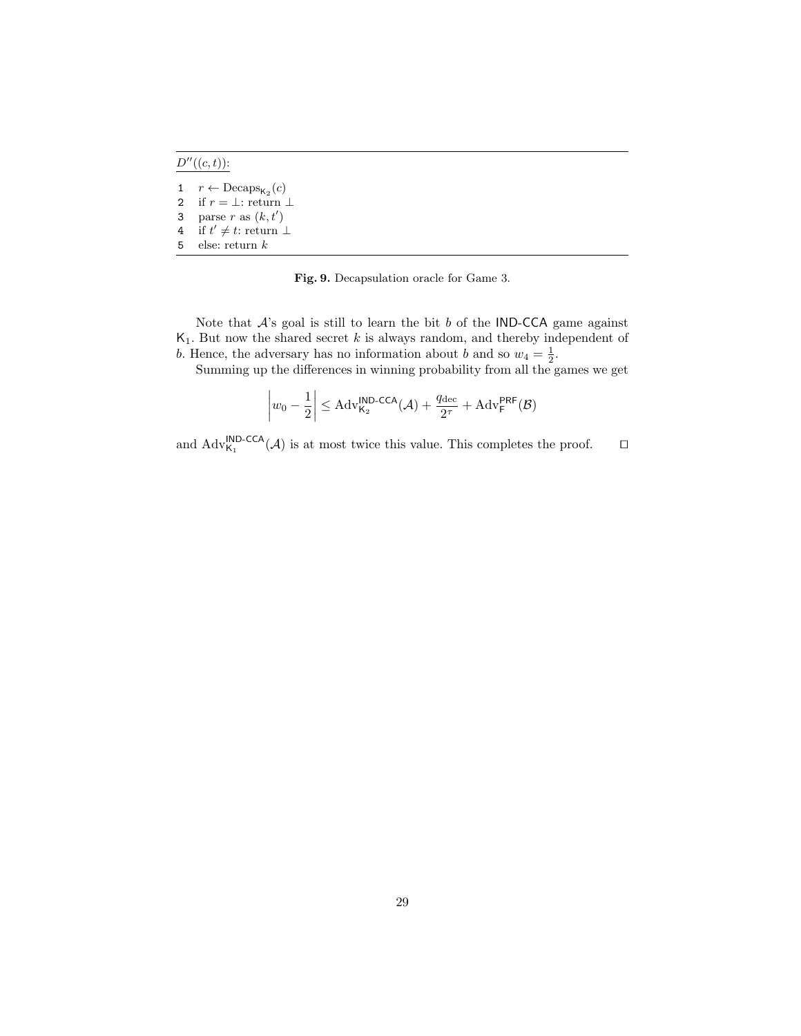$\underline{D''((c,t))}$:

```
1  r ← Decaps_{K_2}(c)
2  if r = ⊥: return ⊥
3  parse r as (k, t')
4  if t' ≠ t: return ⊥
5  else: return k
```

**Fig. 9.** Decapsulation oracle for Game 3.

Note that $\mathcal{A}$'s goal is still to learn the bit $b$ of the IND-CCA game against $\mathsf{K}_1$. But now the shared secret $k$ is always random, and thereby independent of $b$. Hence, the adversary has no information about $b$ and so $w_4 = \frac{1}{2}$.

Summing up the differences in winning probability from all the games we get

$$\left| w_0 - \frac{1}{2} \right| \leq \mathrm{Adv}_{\mathsf{K}_2}^{\mathsf{IND\text{-}CCA}}(\mathcal{A}) + \frac{q_{\mathrm{dec}}}{2^{\tau}} + \mathrm{Adv}_{\mathsf{F}}^{\mathsf{PRF}}(\mathcal{B})$$

and $\mathrm{Adv}_{\mathsf{K}_1}^{\mathsf{IND\text{-}CCA}}(\mathcal{A})$ is at most twice this value. This completes the proof. $\square$